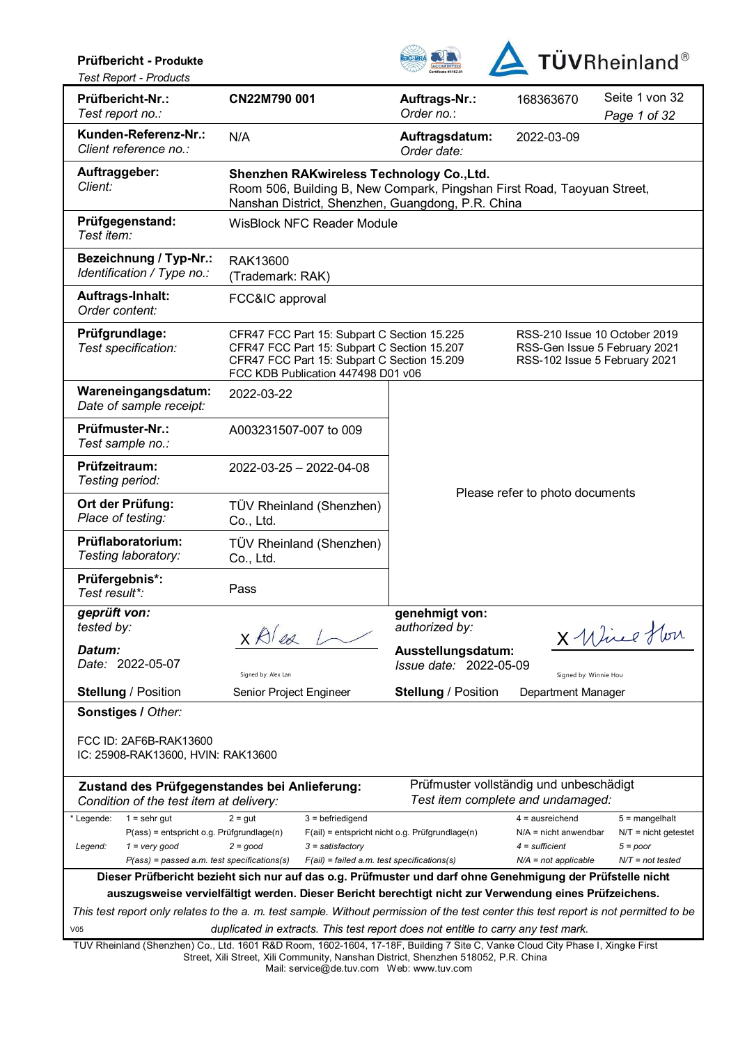**Prüfbericht - Produkte**
*Test Report - Products*

TÜVRheinland®

| | | | | |
|---|---|---|---|---|
| **Prüfbericht-Nr.:** *Test report no.:* | **CN22M790 001** | **Auftrags-Nr.:** *Order no.:* | 168363670 | Seite 1 von 32 *Page 1 of 32* |
| **Kunden-Referenz-Nr.:** *Client reference no.:* | N/A | **Auftragsdatum:** *Order date:* | 2022-03-09 | |
| **Auftraggeber:** *Client:* | **Shenzhen RAKwireless Technology Co.,Ltd.** Room 506, Building B, New Compark, Pingshan First Road, Taoyuan Street, Nanshan District, Shenzhen, Guangdong, P.R. China | | | |
| **Prüfgegenstand:** *Test item:* | WisBlock NFC Reader Module | | | |
| **Bezeichnung / Typ-Nr.:** *Identification / Type no.:* | RAK13600 (Trademark: RAK) | | | |
| **Auftrags-Inhalt:** *Order content:* | FCC&IC approval | | | |
| **Prüfgrundlage:** *Test specification:* | CFR47 FCC Part 15: Subpart C Section 15.225<br>CFR47 FCC Part 15: Subpart C Section 15.207<br>CFR47 FCC Part 15: Subpart C Section 15.209<br>FCC KDB Publication 447498 D01 v06 | | RSS-210 Issue 10 October 2019<br>RSS-Gen Issue 5 February 2021<br>RSS-102 Issue 5 February 2021 | |
| **Wareneingangsdatum:** *Date of sample receipt:* | 2022-03-22 | Please refer to photo documents | | |
| **Prüfmuster-Nr.:** *Test sample no.:* | A003231507-007 to 009 | | | |
| **Prüfzeitraum:** *Testing period:* | 2022-03-25 – 2022-04-08 | | | |
| **Ort der Prüfung:** *Place of testing:* | TÜV Rheinland (Shenzhen) Co., Ltd. | | | |
| **Prüflaboratorium:** *Testing laboratory:* | TÜV Rheinland (Shenzhen) Co., Ltd. | | | |
| **Prüfergebnis\*:** *Test result\*:* | Pass | | | |
| ***geprüft von:*** *tested by:* | X Alex Lan (Signed by: Alex Lan) | **genehmigt von:** *authorized by:* | X Winnie Hou (Signed by: Winnie Hou) | |
| ***Datum:*** *Date:* 2022-05-07 | | **Ausstellungsdatum:** *Issue date:* 2022-05-09 | | |
| **Stellung** / Position | Senior Project Engineer | **Stellung** / Position | Department Manager | |

**Sonstiges /** *Other:*

FCC ID: 2AF6B-RAK13600
IC: 25908-RAK13600, HVIN: RAK13600

**Zustand des Prüfgegenstandes bei Anlieferung:** *Condition of the test item at delivery:* Prüfmuster vollständig und unbeschädigt / *Test item complete and undamaged:*

| | | | | | |
|---|---|---|---|---|---|
| \* Legende: | 1 = sehr gut | 2 = gut | 3 = befriedigend | 4 = ausreichend | 5 = mangelhalt |
| | P(ass) = entspricht o.g. Prüfgrundlage(n) | | F(ail) = entspricht nicht o.g. Prüfgrundlage(n) | N/A = nicht anwendbar | N/T = nicht getestet |
| *Legend:* | *1 = very good* | *2 = good* | *3 = satisfactory* | *4 = sufficient* | *5 = poor* |
| | *P(ass) = passed a.m. test specifications(s)* | | *F(ail) = failed a.m. test specifications(s)* | *N/A = not applicable* | *N/T = not tested* |

**Dieser Prüfbericht bezieht sich nur auf das o.g. Prüfmuster und darf ohne Genehmigung der Prüfstelle nicht auszugsweise vervielfältigt werden. Dieser Bericht berechtigt nicht zur Verwendung eines Prüfzeichens.**

*This test report only relates to the a. m. test sample. Without permission of the test center this test report is not permitted to be duplicated in extracts. This test report does not entitle to carry any test mark.*

V05

TUV Rheinland (Shenzhen) Co., Ltd. 1601 R&D Room, 1602-1604, 17-18F, Building 7 Site C, Vanke Cloud City Phase I, Xingke First Street, Xili Street, Xili Community, Nanshan District, Shenzhen 518052, P.R. China
Mail: service@de.tuv.com Web: www.tuv.com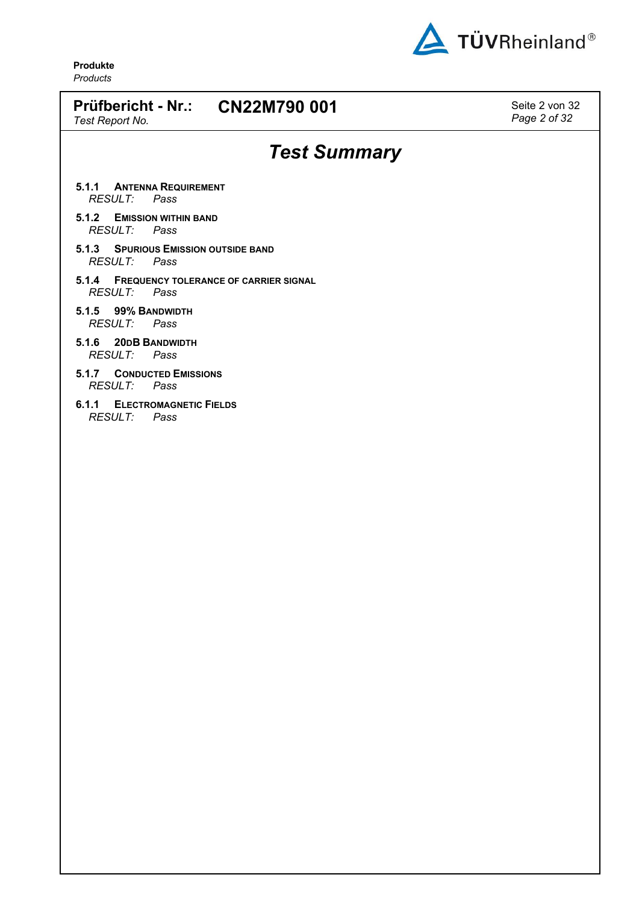# Test Summary

**5.1.1 ANTENNA REQUIREMENT**
*RESULT: Pass*

**5.1.2 EMISSION WITHIN BAND**
*RESULT: Pass*

**5.1.3 SPURIOUS EMISSION OUTSIDE BAND**
*RESULT: Pass*

**5.1.4 FREQUENCY TOLERANCE OF CARRIER SIGNAL**
*RESULT: Pass*

**5.1.5 99% BANDWIDTH**
*RESULT: Pass*

**5.1.6 20DB BANDWIDTH**
*RESULT: Pass*

**5.1.7 CONDUCTED EMISSIONS**
*RESULT: Pass*

**6.1.1 ELECTROMAGNETIC FIELDS**
*RESULT: Pass*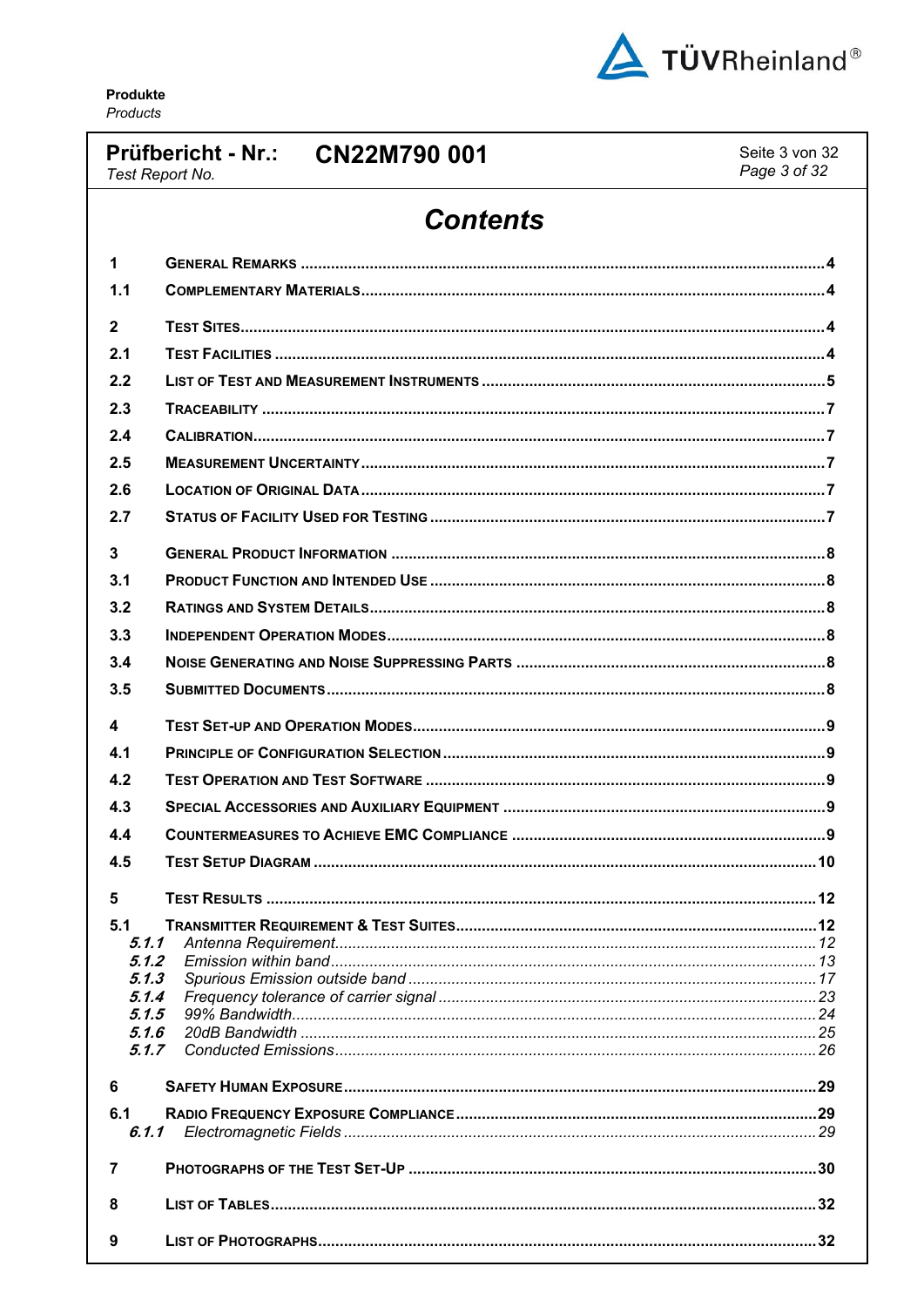# Contents

| | | |
|---|---|---|
| 1 | GENERAL REMARKS | 4 |
| 1.1 | COMPLEMENTARY MATERIALS | 4 |
| 2 | TEST SITES | 4 |
| 2.1 | TEST FACILITIES | 4 |
| 2.2 | LIST OF TEST AND MEASUREMENT INSTRUMENTS | 5 |
| 2.3 | TRACEABILITY | 7 |
| 2.4 | CALIBRATION | 7 |
| 2.5 | MEASUREMENT UNCERTAINTY | 7 |
| 2.6 | LOCATION OF ORIGINAL DATA | 7 |
| 2.7 | STATUS OF FACILITY USED FOR TESTING | 7 |
| 3 | GENERAL PRODUCT INFORMATION | 8 |
| 3.1 | PRODUCT FUNCTION AND INTENDED USE | 8 |
| 3.2 | RATINGS AND SYSTEM DETAILS | 8 |
| 3.3 | INDEPENDENT OPERATION MODES | 8 |
| 3.4 | NOISE GENERATING AND NOISE SUPPRESSING PARTS | 8 |
| 3.5 | SUBMITTED DOCUMENTS | 8 |
| 4 | TEST SET-UP AND OPERATION MODES | 9 |
| 4.1 | PRINCIPLE OF CONFIGURATION SELECTION | 9 |
| 4.2 | TEST OPERATION AND TEST SOFTWARE | 9 |
| 4.3 | SPECIAL ACCESSORIES AND AUXILIARY EQUIPMENT | 9 |
| 4.4 | COUNTERMEASURES TO ACHIEVE EMC COMPLIANCE | 9 |
| 4.5 | TEST SETUP DIAGRAM | 10 |
| 5 | TEST RESULTS | 12 |
| 5.1 | TRANSMITTER REQUIREMENT & TEST SUITES | 12 |
| *5.1.1* | *Antenna Requirement* | *12* |
| *5.1.2* | *Emission within band* | *13* |
| *5.1.3* | *Spurious Emission outside band* | *17* |
| *5.1.4* | *Frequency tolerance of carrier signal* | *23* |
| *5.1.5* | *99% Bandwidth* | *24* |
| *5.1.6* | *20dB Bandwidth* | *25* |
| *5.1.7* | *Conducted Emissions* | *26* |
| 6 | SAFETY HUMAN EXPOSURE | 29 |
| 6.1 | RADIO FREQUENCY EXPOSURE COMPLIANCE | 29 |
| *6.1.1* | *Electromagnetic Fields* | *29* |
| 7 | PHOTOGRAPHS OF THE TEST SET-UP | 30 |
| 8 | LIST OF TABLES | 32 |
| 9 | LIST OF PHOTOGRAPHS | 32 |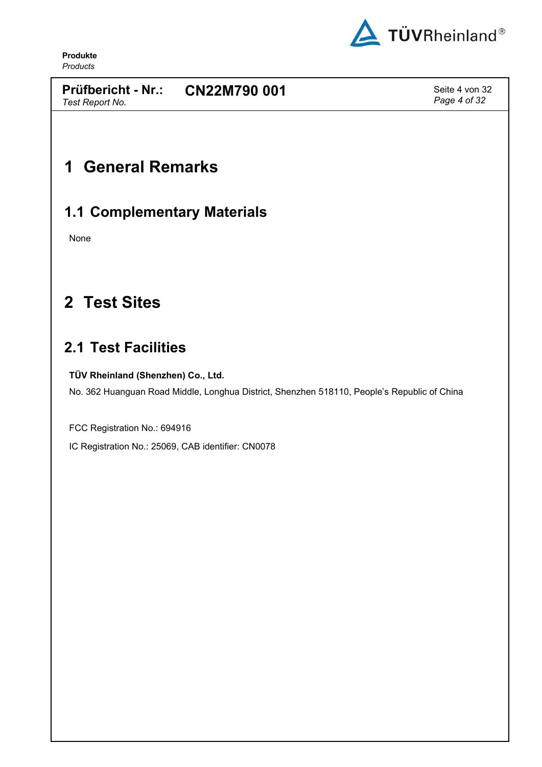# 1 General Remarks

## 1.1 Complementary Materials

None

# 2 Test Sites

## 2.1 Test Facilities

**TÜV Rheinland (Shenzhen) Co., Ltd.**

No. 362 Huanguan Road Middle, Longhua District, Shenzhen 518110, People's Republic of China

FCC Registration No.: 694916

IC Registration No.: 25069, CAB identifier: CN0078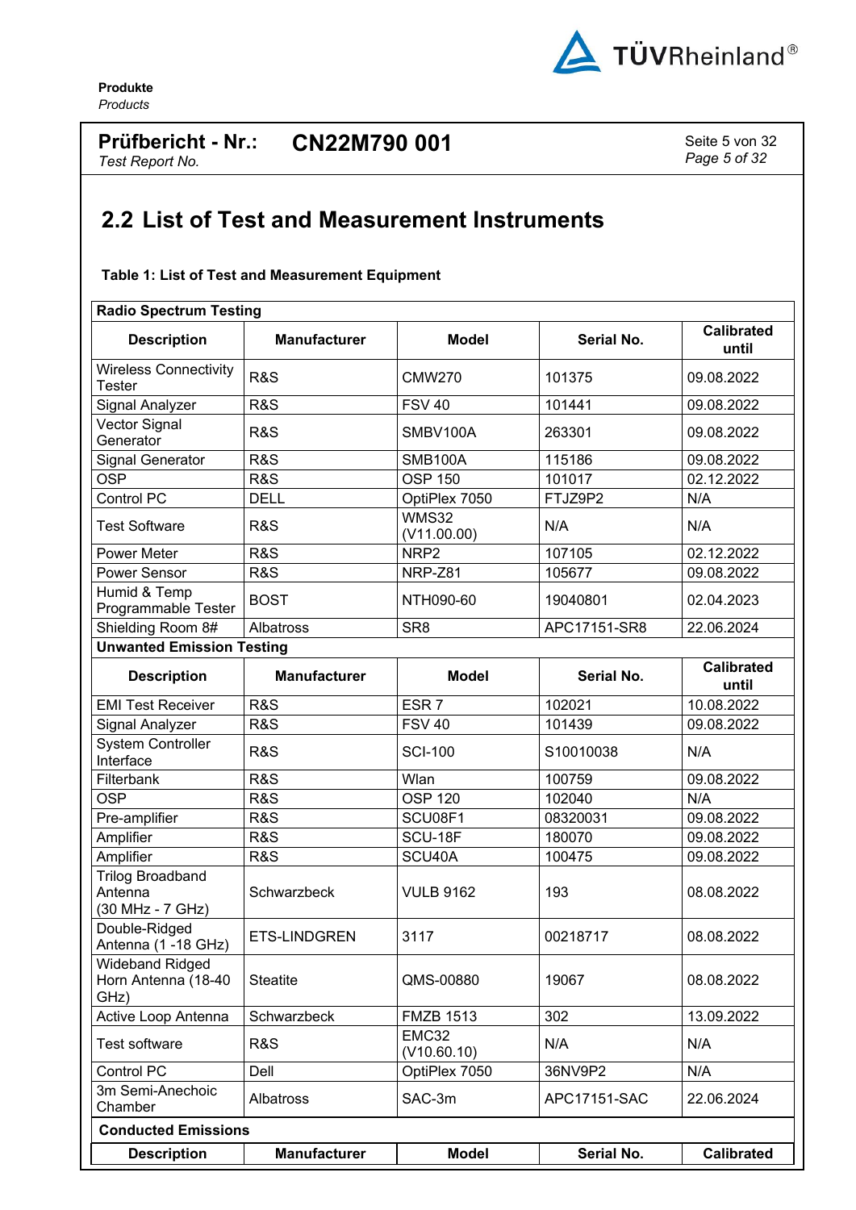## 2.2 List of Test and Measurement Instruments

**Table 1: List of Test and Measurement Equipment**

| **Radio Spectrum Testing** | | | | |
|---|---|---|---|---|
| **Description** | **Manufacturer** | **Model** | **Serial No.** | **Calibrated until** |
| Wireless Connectivity Tester | R&S | CMW270 | 101375 | 09.08.2022 |
| Signal Analyzer | R&S | FSV 40 | 101441 | 09.08.2022 |
| Vector Signal Generator | R&S | SMBV100A | 263301 | 09.08.2022 |
| Signal Generator | R&S | SMB100A | 115186 | 09.08.2022 |
| OSP | R&S | OSP 150 | 101017 | 02.12.2022 |
| Control PC | DELL | OptiPlex 7050 | FTJZ9P2 | N/A |
| Test Software | R&S | WMS32 (V11.00.00) | N/A | N/A |
| Power Meter | R&S | NRP2 | 107105 | 02.12.2022 |
| Power Sensor | R&S | NRP-Z81 | 105677 | 09.08.2022 |
| Humid & Temp Programmable Tester | BOST | NTH090-60 | 19040801 | 02.04.2023 |
| Shielding Room 8# | Albatross | SR8 | APC17151-SR8 | 22.06.2024 |
| **Unwanted Emission Testing** | | | | |
| **Description** | **Manufacturer** | **Model** | **Serial No.** | **Calibrated until** |
| EMI Test Receiver | R&S | ESR 7 | 102021 | 10.08.2022 |
| Signal Analyzer | R&S | FSV 40 | 101439 | 09.08.2022 |
| System Controller Interface | R&S | SCI-100 | S10010038 | N/A |
| Filterbank | R&S | Wlan | 100759 | 09.08.2022 |
| OSP | R&S | OSP 120 | 102040 | N/A |
| Pre-amplifier | R&S | SCU08F1 | 08320031 | 09.08.2022 |
| Amplifier | R&S | SCU-18F | 180070 | 09.08.2022 |
| Amplifier | R&S | SCU40A | 100475 | 09.08.2022 |
| Trilog Broadband Antenna (30 MHz - 7 GHz) | Schwarzbeck | VULB 9162 | 193 | 08.08.2022 |
| Double-Ridged Antenna (1 -18 GHz) | ETS-LINDGREN | 3117 | 00218717 | 08.08.2022 |
| Wideband Ridged Horn Antenna (18-40 GHz) | Steatite | QMS-00880 | 19067 | 08.08.2022 |
| Active Loop Antenna | Schwarzbeck | FMZB 1513 | 302 | 13.09.2022 |
| Test software | R&S | EMC32 (V10.60.10) | N/A | N/A |
| Control PC | Dell | OptiPlex 7050 | 36NV9P2 | N/A |
| 3m Semi-Anechoic Chamber | Albatross | SAC-3m | APC17151-SAC | 22.06.2024 |
| **Conducted Emissions** | | | | |
| **Description** | **Manufacturer** | **Model** | **Serial No.** | **Calibrated** |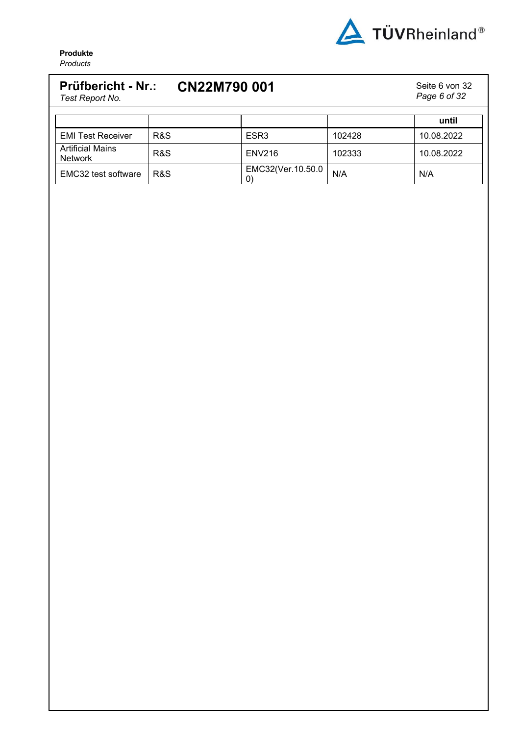| | | | | until |
|---|---|---|---|---|
| EMI Test Receiver | R&S | ESR3 | 102428 | 10.08.2022 |
| Artificial Mains Network | R&S | ENV216 | 102333 | 10.08.2022 |
| EMC32 test software | R&S | EMC32(Ver.10.50.0 0) | N/A | N/A |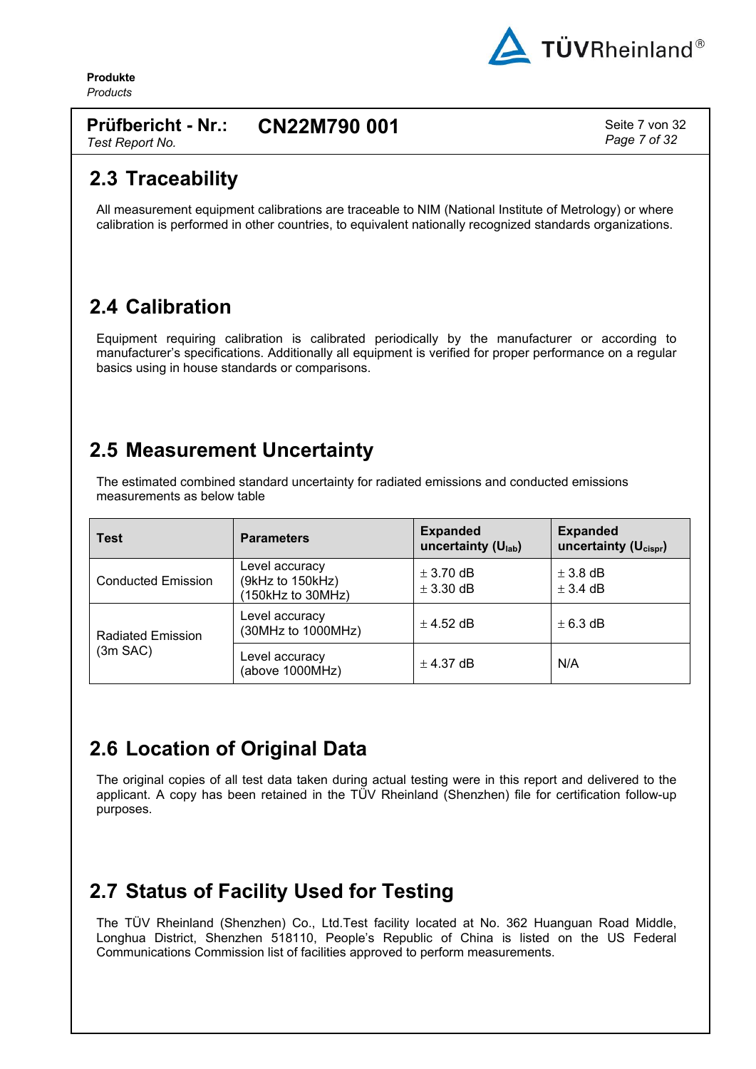## 2.3 Traceability

All measurement equipment calibrations are traceable to NIM (National Institute of Metrology) or where calibration is performed in other countries, to equivalent nationally recognized standards organizations.

## 2.4 Calibration

Equipment requiring calibration is calibrated periodically by the manufacturer or according to manufacturer's specifications. Additionally all equipment is verified for proper performance on a regular basics using in house standards or comparisons.

## 2.5 Measurement Uncertainty

The estimated combined standard uncertainty for radiated emissions and conducted emissions measurements as below table

| Test | Parameters | Expanded uncertainty ($U_{lab}$) | Expanded uncertainty ($U_{cispr}$) |
|---|---|---|---|
| Conducted Emission | Level accuracy (9kHz to 150kHz) (150kHz to 30MHz) | ± 3.70 dB ± 3.30 dB | ± 3.8 dB ± 3.4 dB |
| Radiated Emission (3m SAC) | Level accuracy (30MHz to 1000MHz) | ± 4.52 dB | ± 6.3 dB |
| | Level accuracy (above 1000MHz) | ± 4.37 dB | N/A |

## 2.6 Location of Original Data

The original copies of all test data taken during actual testing were in this report and delivered to the applicant. A copy has been retained in the TÜV Rheinland (Shenzhen) file for certification follow-up purposes.

## 2.7 Status of Facility Used for Testing

The TÜV Rheinland (Shenzhen) Co., Ltd.Test facility located at No. 362 Huanguan Road Middle, Longhua District, Shenzhen 518110, People's Republic of China is listed on the US Federal Communications Commission list of facilities approved to perform measurements.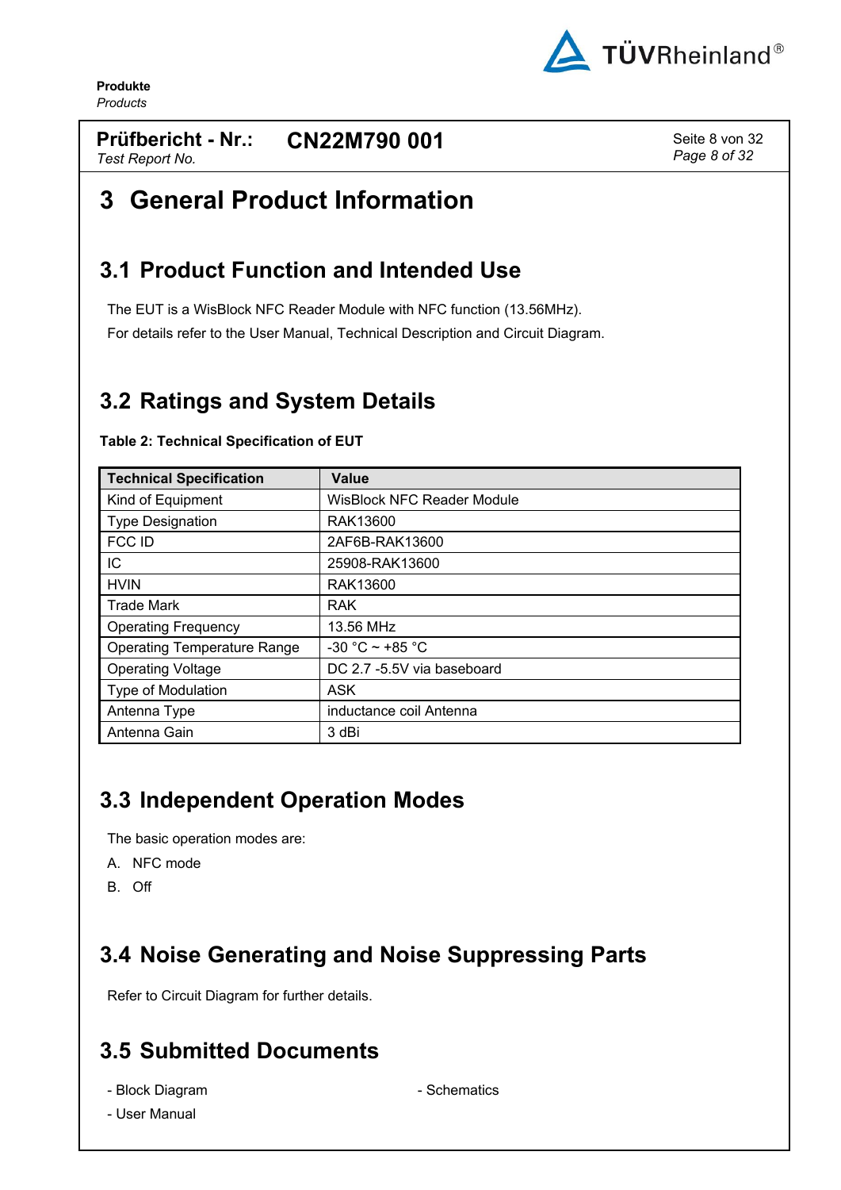# 3 General Product Information

## 3.1 Product Function and Intended Use

The EUT is a WisBlock NFC Reader Module with NFC function (13.56MHz).

For details refer to the User Manual, Technical Description and Circuit Diagram.

## 3.2 Ratings and System Details

**Table 2: Technical Specification of EUT**

| Technical Specification | Value |
|---|---|
| Kind of Equipment | WisBlock NFC Reader Module |
| Type Designation | RAK13600 |
| FCC ID | 2AF6B-RAK13600 |
| IC | 25908-RAK13600 |
| HVIN | RAK13600 |
| Trade Mark | RAK |
| Operating Frequency | 13.56 MHz |
| Operating Temperature Range | -30 °C ~ +85 °C |
| Operating Voltage | DC 2.7 -5.5V via baseboard |
| Type of Modulation | ASK |
| Antenna Type | inductance coil Antenna |
| Antenna Gain | 3 dBi |

## 3.3 Independent Operation Modes

The basic operation modes are:

A. NFC mode

B. Off

## 3.4 Noise Generating and Noise Suppressing Parts

Refer to Circuit Diagram for further details.

## 3.5 Submitted Documents

- Block Diagram
- Schematics
- User Manual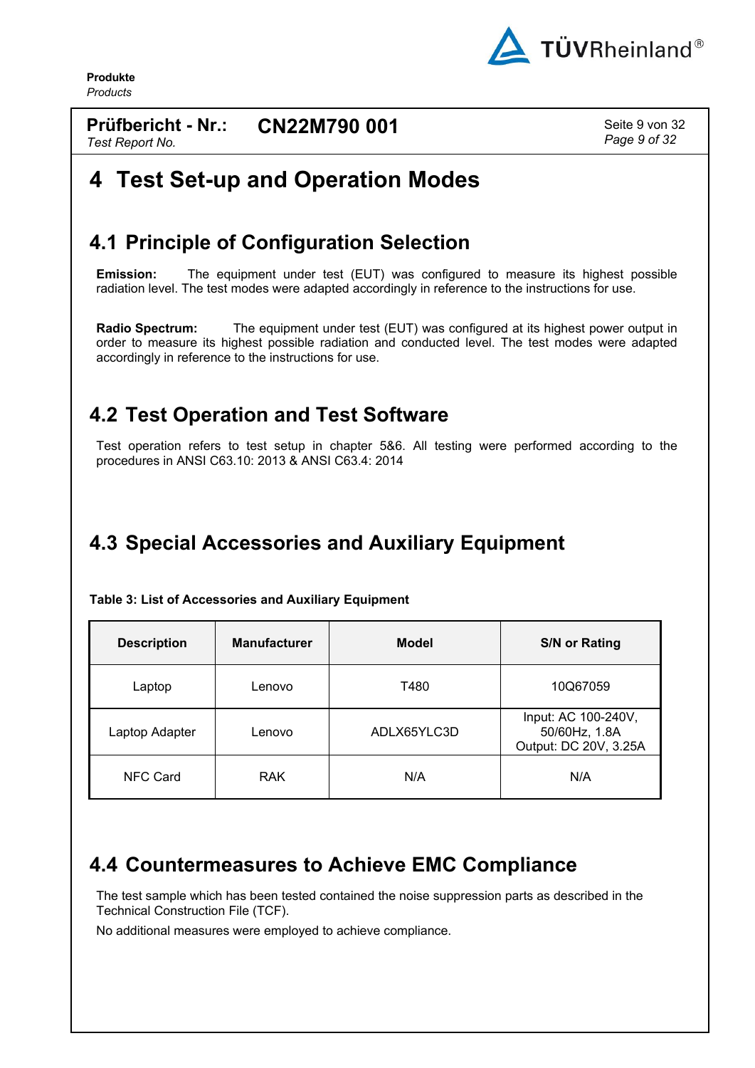# 4 Test Set-up and Operation Modes

## 4.1 Principle of Configuration Selection

**Emission:** The equipment under test (EUT) was configured to measure its highest possible radiation level. The test modes were adapted accordingly in reference to the instructions for use.

**Radio Spectrum:** The equipment under test (EUT) was configured at its highest power output in order to measure its highest possible radiation and conducted level. The test modes were adapted accordingly in reference to the instructions for use.

## 4.2 Test Operation and Test Software

Test operation refers to test setup in chapter 5&6. All testing were performed according to the procedures in ANSI C63.10: 2013 & ANSI C63.4: 2014

## 4.3 Special Accessories and Auxiliary Equipment

**Table 3: List of Accessories and Auxiliary Equipment**

| Description | Manufacturer | Model | S/N or Rating |
|---|---|---|---|
| Laptop | Lenovo | T480 | 10Q67059 |
| Laptop Adapter | Lenovo | ADLX65YLC3D | Input: AC 100-240V, 50/60Hz, 1.8A Output: DC 20V, 3.25A |
| NFC Card | RAK | N/A | N/A |

## 4.4 Countermeasures to Achieve EMC Compliance

The test sample which has been tested contained the noise suppression parts as described in the Technical Construction File (TCF).

No additional measures were employed to achieve compliance.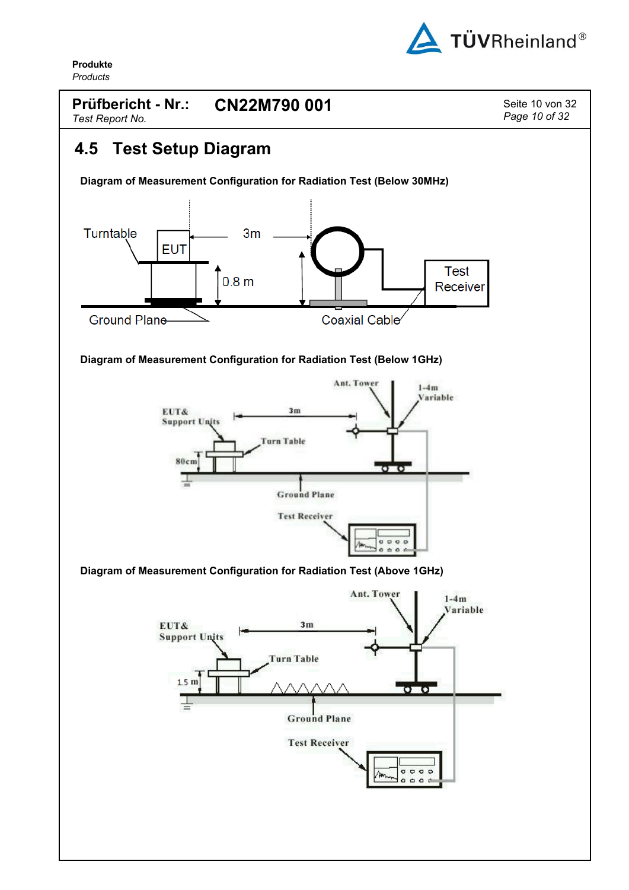## 4.5 Test Setup Diagram

**Diagram of Measurement Configuration for Radiation Test (Below 30MHz)**

Turntable

EUT

3m

0.8 m

Test Receiver

Ground Plane

Coaxial Cable

**Diagram of Measurement Configuration for Radiation Test (Below 1GHz)**

Ant. Tower

1-4m Variable

EUT& Support Units

3m

Turn Table

80cm

Ground Plane

Test Receiver

**Diagram of Measurement Configuration for Radiation Test (Above 1GHz)**

Ant. Tower

1-4m Variable

EUT& Support Units

3m

Turn Table

1.5 m

Ground Plane

Test Receiver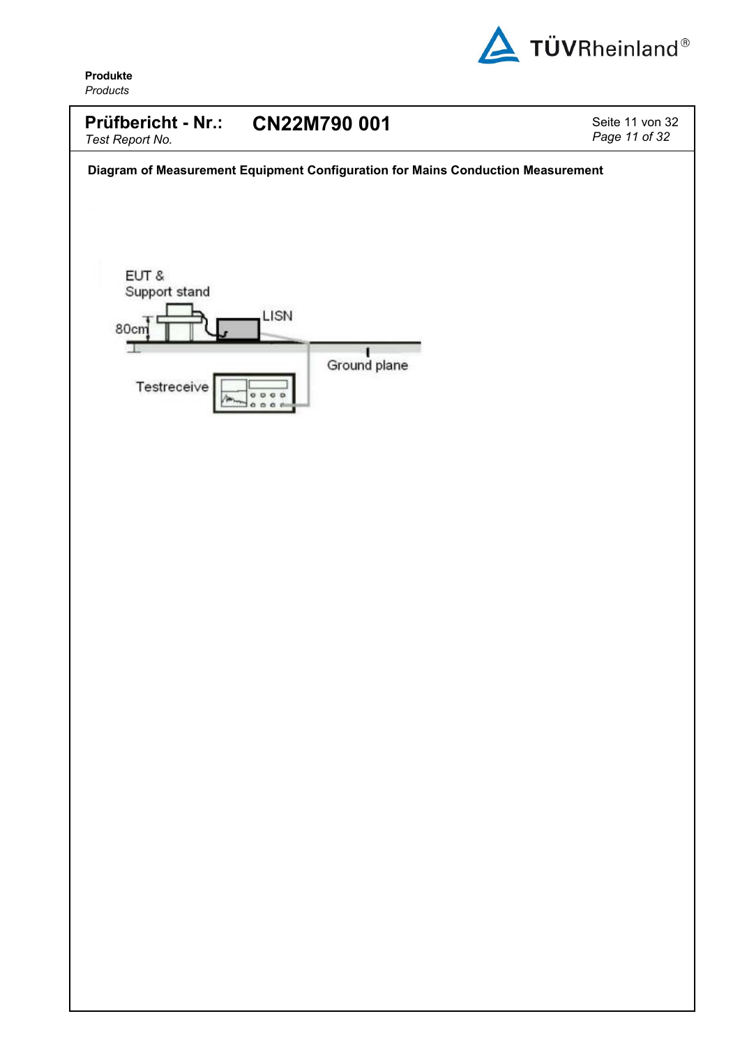**Diagram of Measurement Equipment Configuration for Mains Conduction Measurement**

EUT & Support stand

80cm

LISN

Ground plane

Testreceive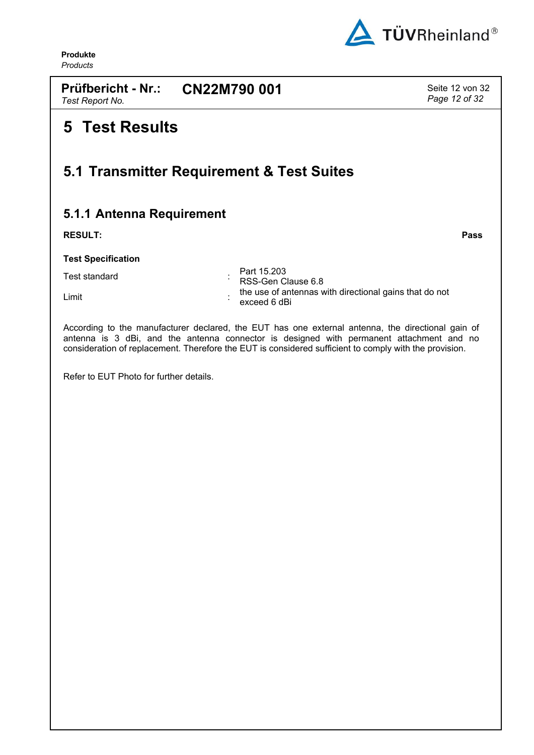# 5 Test Results

## 5.1 Transmitter Requirement & Test Suites

### 5.1.1 Antenna Requirement

**RESULT:** **Pass**

**Test Specification**

| | | |
|---|---|---|
| Test standard | : | Part 15.203<br>RSS-Gen Clause 6.8 |
| Limit | : | the use of antennas with directional gains that do not exceed 6 dBi |

According to the manufacturer declared, the EUT has one external antenna, the directional gain of antenna is 3 dBi, and the antenna connector is designed with permanent attachment and no consideration of replacement. Therefore the EUT is considered sufficient to comply with the provision.

Refer to EUT Photo for further details.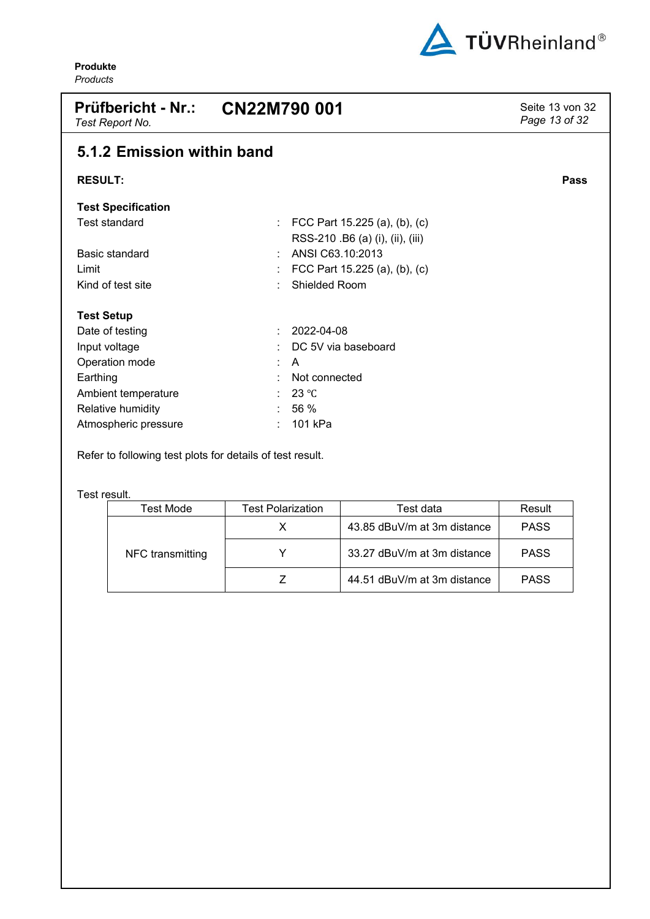## 5.1.2 Emission within band

**RESULT:** **Pass**

**Test Specification**

| | | |
|---|---|---|
| Test standard | : | FCC Part 15.225 (a), (b), (c)<br>RSS-210 .B6 (a) (i), (ii), (iii) |
| Basic standard | : | ANSI C63.10:2013 |
| Limit | : | FCC Part 15.225 (a), (b), (c) |
| Kind of test site | : | Shielded Room |

**Test Setup**

| | | |
|---|---|---|
| Date of testing | : | 2022-04-08 |
| Input voltage | : | DC 5V via baseboard |
| Operation mode | : | A |
| Earthing | : | Not connected |
| Ambient temperature | : | 23 ℃ |
| Relative humidity | : | 56 % |
| Atmospheric pressure | : | 101 kPa |

Refer to following test plots for details of test result.

Test result.

| Test Mode | Test Polarization | Test data | Result |
|---|---|---|---|
| NFC transmitting | X | 43.85 dBuV/m at 3m distance | PASS |
| | Y | 33.27 dBuV/m at 3m distance | PASS |
| | Z | 44.51 dBuV/m at 3m distance | PASS |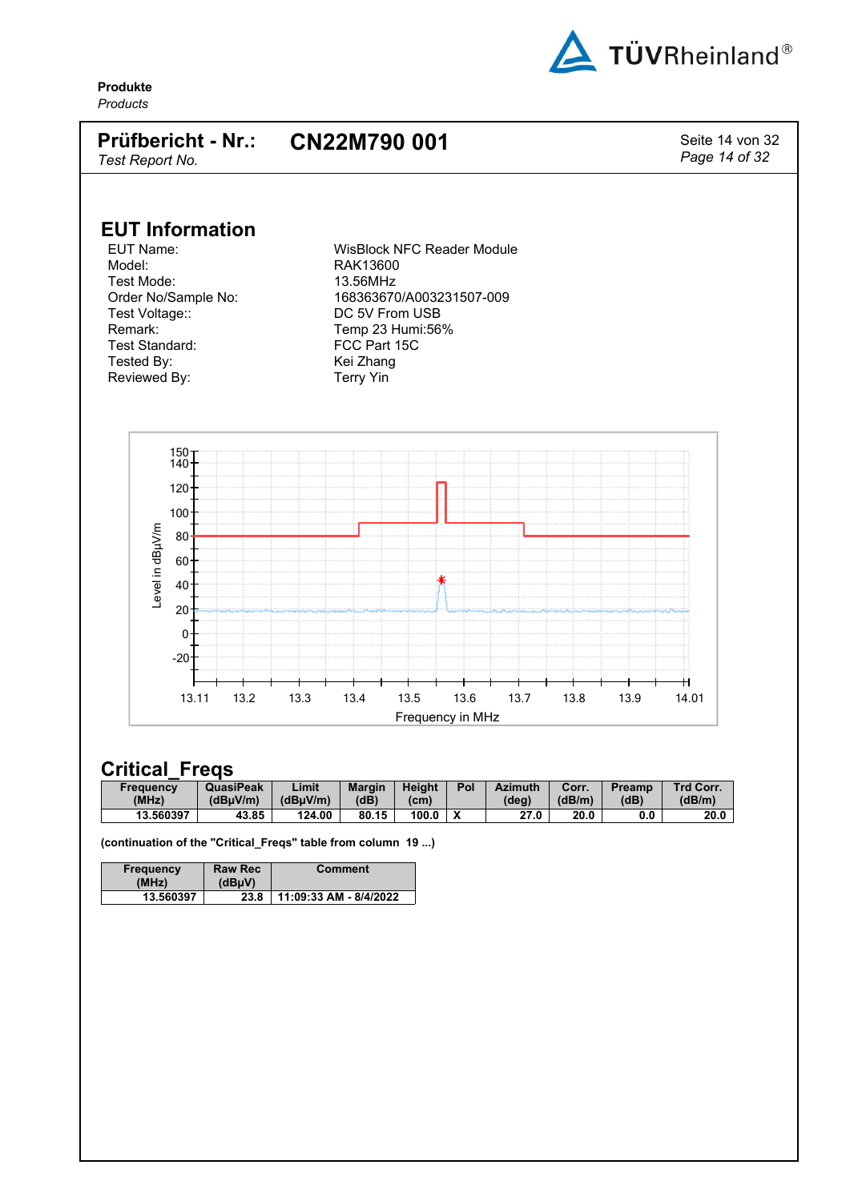## EUT Information

| | |
|---|---|
| EUT Name: | WisBlock NFC Reader Module |
| Model: | RAK13600 |
| Test Mode: | 13.56MHz |
| Order No/Sample No: | 168363670/A003231507-009 |
| Test Voltage:: | DC 5V From USB |
| Remark: | Temp 23 Humi:56% |
| Test Standard: | FCC Part 15C |
| Tested By: | Kei Zhang |
| Reviewed By: | Terry Yin |

## Critical_Freqs

| Frequency (MHz) | QuasiPeak (dBµV/m) | Limit (dBµV/m) | Margin (dB) | Height (cm) | Pol | Azimuth (deg) | Corr. (dB/m) | Preamp (dB) | Trd Corr. (dB/m) |
|---|---|---|---|---|---|---|---|---|---|
| 13.560397 | 43.85 | 124.00 | 80.15 | 100.0 | X | 27.0 | 20.0 | 0.0 | 20.0 |

**(continuation of the "Critical_Freqs" table from column 19 ...)**

| Frequency (MHz) | Raw Rec (dBµV) | Comment |
|---|---|---|
| 13.560397 | 23.8 | 11:09:33 AM - 8/4/2022 |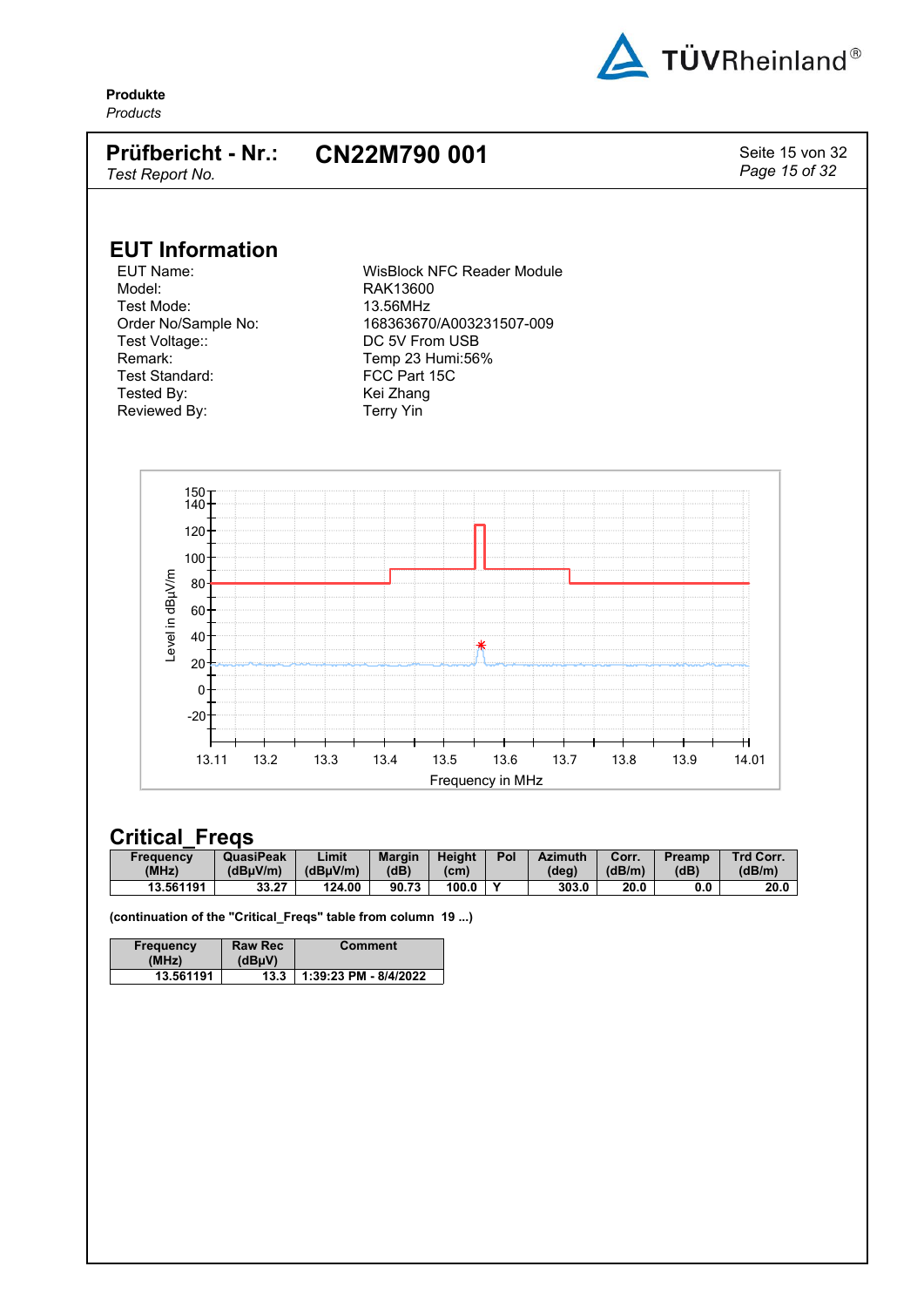**Produkte**
*Products*

**Prüfbericht - Nr.:** **CN22M790 001**
*Test Report No.*

## EUT Information

| | |
|---|---|
| EUT Name: | WisBlock NFC Reader Module |
| Model: | RAK13600 |
| Test Mode: | 13.56MHz |
| Order No/Sample No: | 168363670/A003231507-009 |
| Test Voltage:: | DC 5V From USB |
| Remark: | Temp 23 Humi:56% |
| Test Standard: | FCC Part 15C |
| Tested By: | Kei Zhang |
| Reviewed By: | Terry Yin |

## Critical_Freqs

| Frequency (MHz) | QuasiPeak (dBµV/m) | Limit (dBµV/m) | Margin (dB) | Height (cm) | Pol | Azimuth (deg) | Corr. (dB/m) | Preamp (dB) | Trd Corr. (dB/m) |
|---|---|---|---|---|---|---|---|---|---|
| 13.561191 | 33.27 | 124.00 | 90.73 | 100.0 | Y | 303.0 | 20.0 | 0.0 | 20.0 |

**(continuation of the "Critical_Freqs" table from column 19 ...)**

| Frequency (MHz) | Raw Rec (dBµV) | Comment |
|---|---|---|
| 13.561191 | 13.3 | 1:39:23 PM - 8/4/2022 |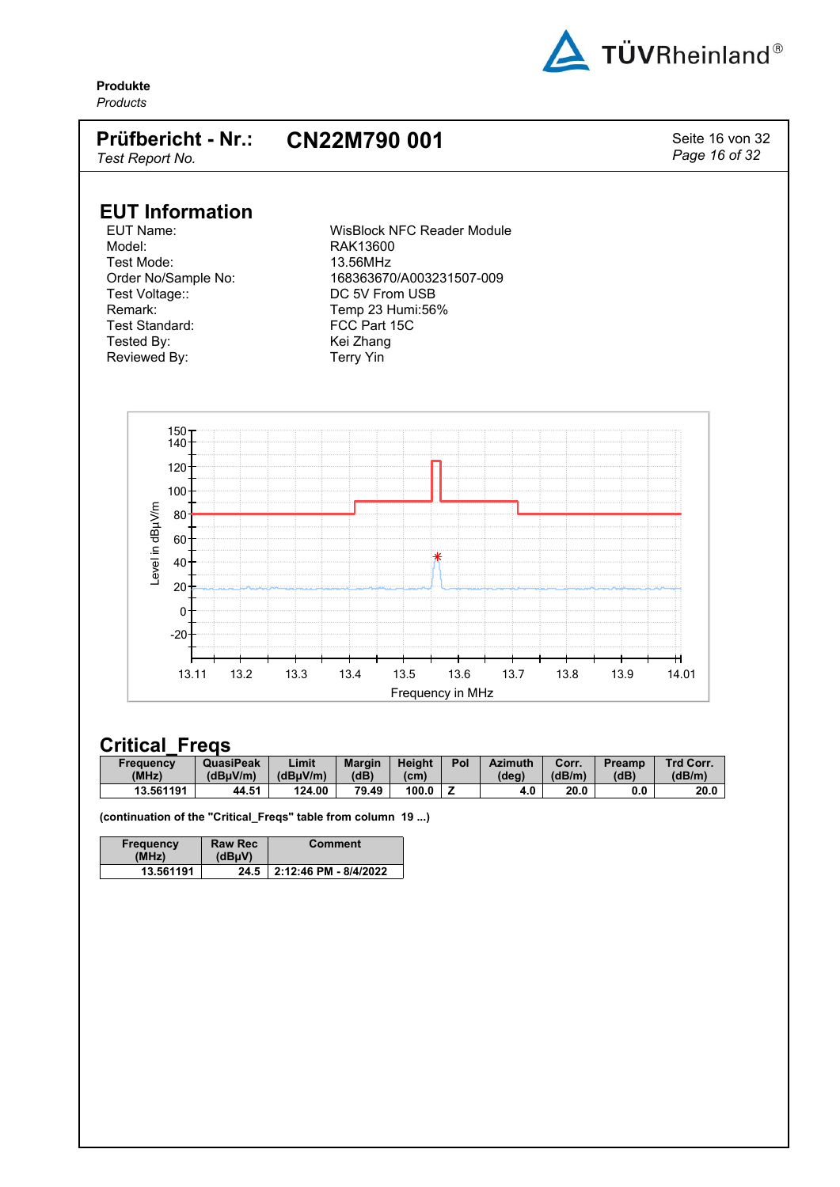**Produkte**
*Products*

| **Prüfbericht - Nr.:** *Test Report No.* | **CN22M790 001** |
|---|---|

## EUT Information

| | |
|---|---|
| EUT Name: | WisBlock NFC Reader Module |
| Model: | RAK13600 |
| Test Mode: | 13.56MHz |
| Order No/Sample No: | 168363670/A003231507-009 |
| Test Voltage:: | DC 5V From USB |
| Remark: | Temp 23 Humi:56% |
| Test Standard: | FCC Part 15C |
| Tested By: | Kei Zhang |
| Reviewed By: | Terry Yin |

## Critical_Freqs

| Frequency (MHz) | QuasiPeak (dBµV/m) | Limit (dBµV/m) | Margin (dB) | Height (cm) | Pol | Azimuth (deg) | Corr. (dB/m) | Preamp (dB) | Trd Corr. (dB/m) |
|---|---|---|---|---|---|---|---|---|---|
| 13.561191 | 44.51 | 124.00 | 79.49 | 100.0 | Z | 4.0 | 20.0 | 0.0 | 20.0 |

**(continuation of the "Critical_Freqs" table from column 19 ...)**

| Frequency (MHz) | Raw Rec (dBµV) | Comment |
|---|---|---|
| 13.561191 | 24.5 | 2:12:46 PM - 8/4/2022 |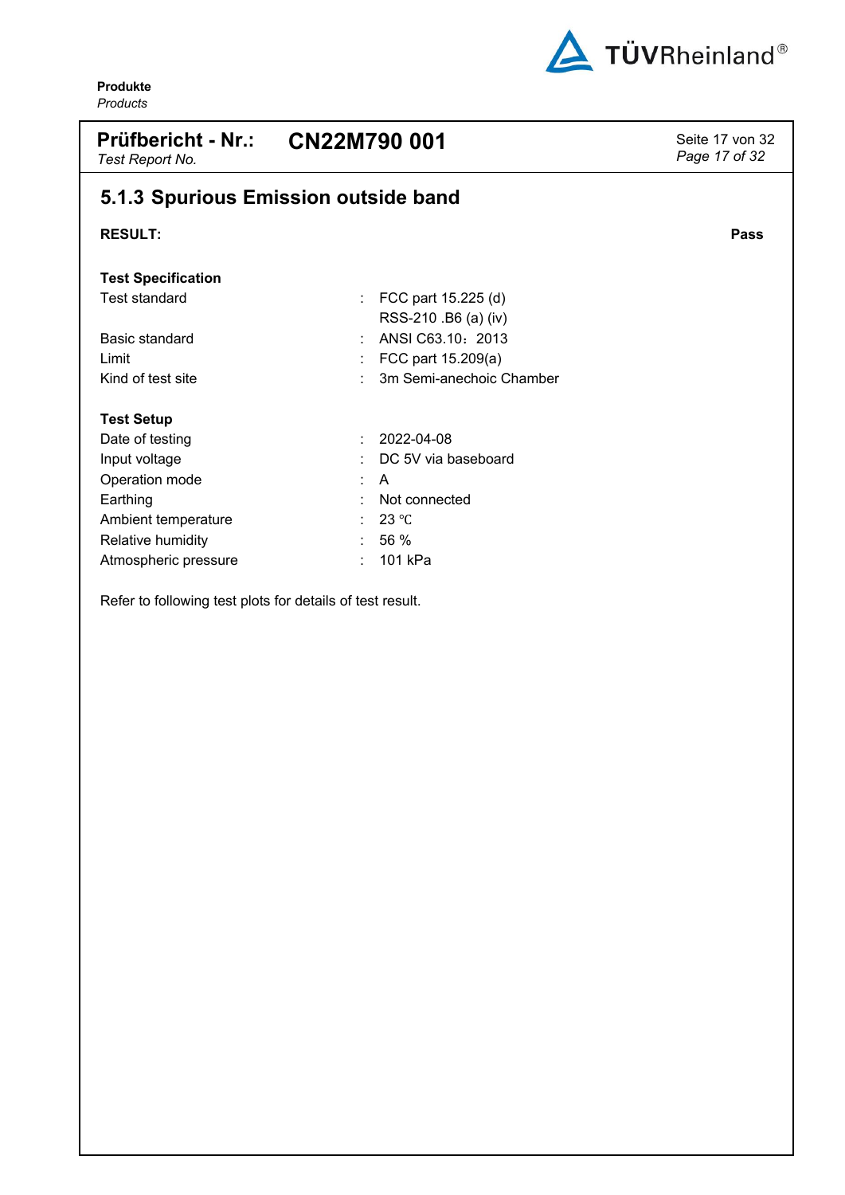## 5.1.3 Spurious Emission outside band

**RESULT:** **Pass**

**Test Specification**

| | | |
|---|---|---|
| Test standard | : | FCC part 15.225 (d)<br>RSS-210 .B6 (a) (iv) |
| Basic standard | : | ANSI C63.10：2013 |
| Limit | : | FCC part 15.209(a) |
| Kind of test site | : | 3m Semi-anechoic Chamber |

**Test Setup**

| | | |
|---|---|---|
| Date of testing | : | 2022-04-08 |
| Input voltage | : | DC 5V via baseboard |
| Operation mode | : | A |
| Earthing | : | Not connected |
| Ambient temperature | : | 23 ℃ |
| Relative humidity | : | 56 % |
| Atmospheric pressure | : | 101 kPa |

Refer to following test plots for details of test result.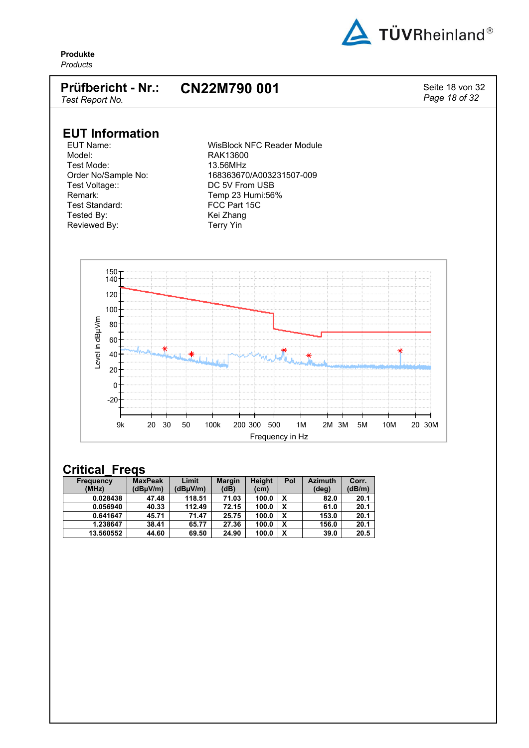## EUT Information

| | |
|---|---|
| EUT Name: | WisBlock NFC Reader Module |
| Model: | RAK13600 |
| Test Mode: | 13.56MHz |
| Order No/Sample No: | 168363670/A003231507-009 |
| Test Voltage:: | DC 5V From USB |
| Remark: | Temp 23 Humi:56% |
| Test Standard: | FCC Part 15C |
| Tested By: | Kei Zhang |
| Reviewed By: | Terry Yin |

## Critical_Freqs

| Frequency (MHz) | MaxPeak (dBµV/m) | Limit (dBµV/m) | Margin (dB) | Height (cm) | Pol | Azimuth (deg) | Corr. (dB/m) |
|---|---|---|---|---|---|---|---|
| 0.028438 | 47.48 | 118.51 | 71.03 | 100.0 | X | 82.0 | 20.1 |
| 0.056940 | 40.33 | 112.49 | 72.15 | 100.0 | X | 61.0 | 20.1 |
| 0.641647 | 45.71 | 71.47 | 25.75 | 100.0 | X | 153.0 | 20.1 |
| 1.238647 | 38.41 | 65.77 | 27.36 | 100.0 | X | 156.0 | 20.1 |
| 13.560552 | 44.60 | 69.50 | 24.90 | 100.0 | X | 39.0 | 20.5 |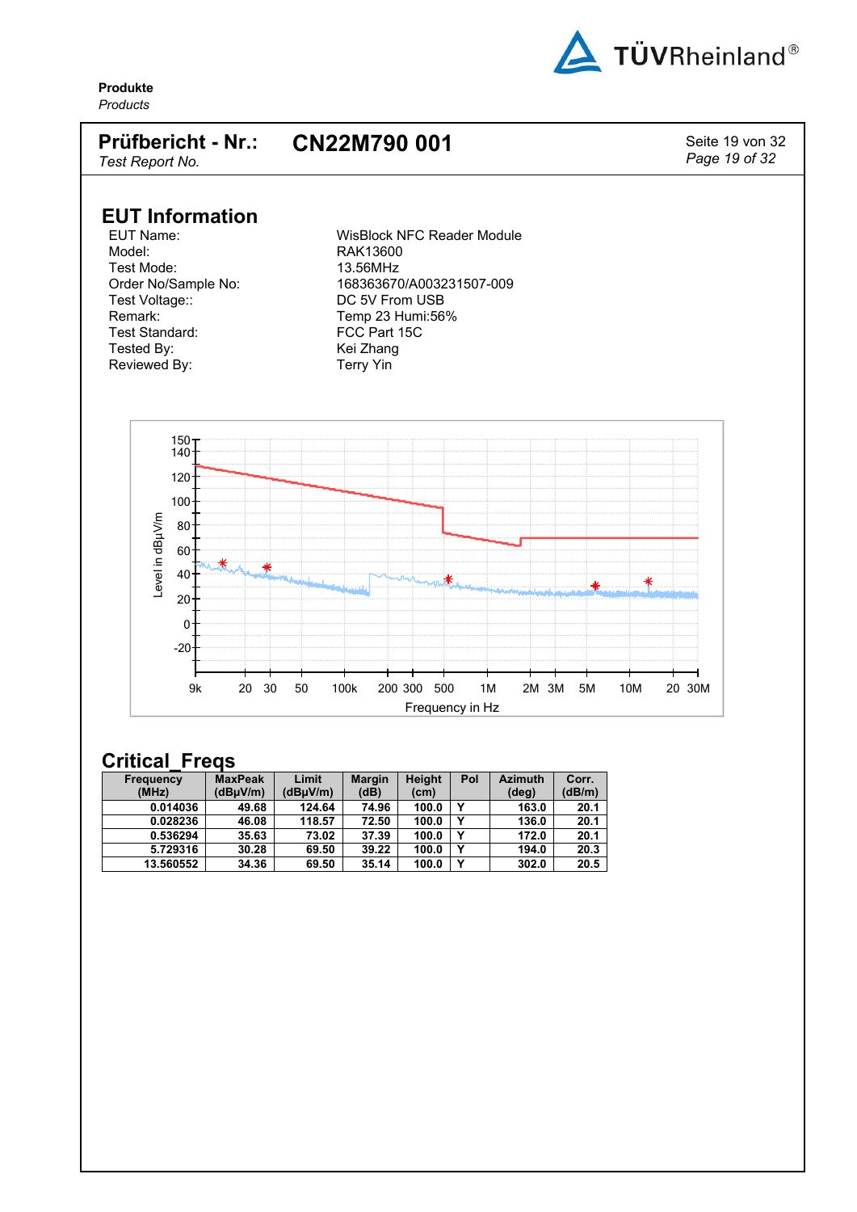**Prüfbericht - Nr.:** *Test Report No.* **CN22M790 001**

## EUT Information

| | |
|---|---|
| EUT Name: | WisBlock NFC Reader Module |
| Model: | RAK13600 |
| Test Mode: | 13.56MHz |
| Order No/Sample No: | 168363670/A003231507-009 |
| Test Voltage:: | DC 5V From USB |
| Remark: | Temp 23 Humi:56% |
| Test Standard: | FCC Part 15C |
| Tested By: | Kei Zhang |
| Reviewed By: | Terry Yin |

## Critical_Freqs

| Frequency (MHz) | MaxPeak (dBµV/m) | Limit (dBµV/m) | Margin (dB) | Height (cm) | Pol | Azimuth (deg) | Corr. (dB/m) |
|---|---|---|---|---|---|---|---|
| 0.014036 | 49.68 | 124.64 | 74.96 | 100.0 | Y | 163.0 | 20.1 |
| 0.028236 | 46.08 | 118.57 | 72.50 | 100.0 | Y | 136.0 | 20.1 |
| 0.536294 | 35.63 | 73.02 | 37.39 | 100.0 | Y | 172.0 | 20.1 |
| 5.729316 | 30.28 | 69.50 | 39.22 | 100.0 | Y | 194.0 | 20.3 |
| 13.560552 | 34.36 | 69.50 | 35.14 | 100.0 | Y | 302.0 | 20.5 |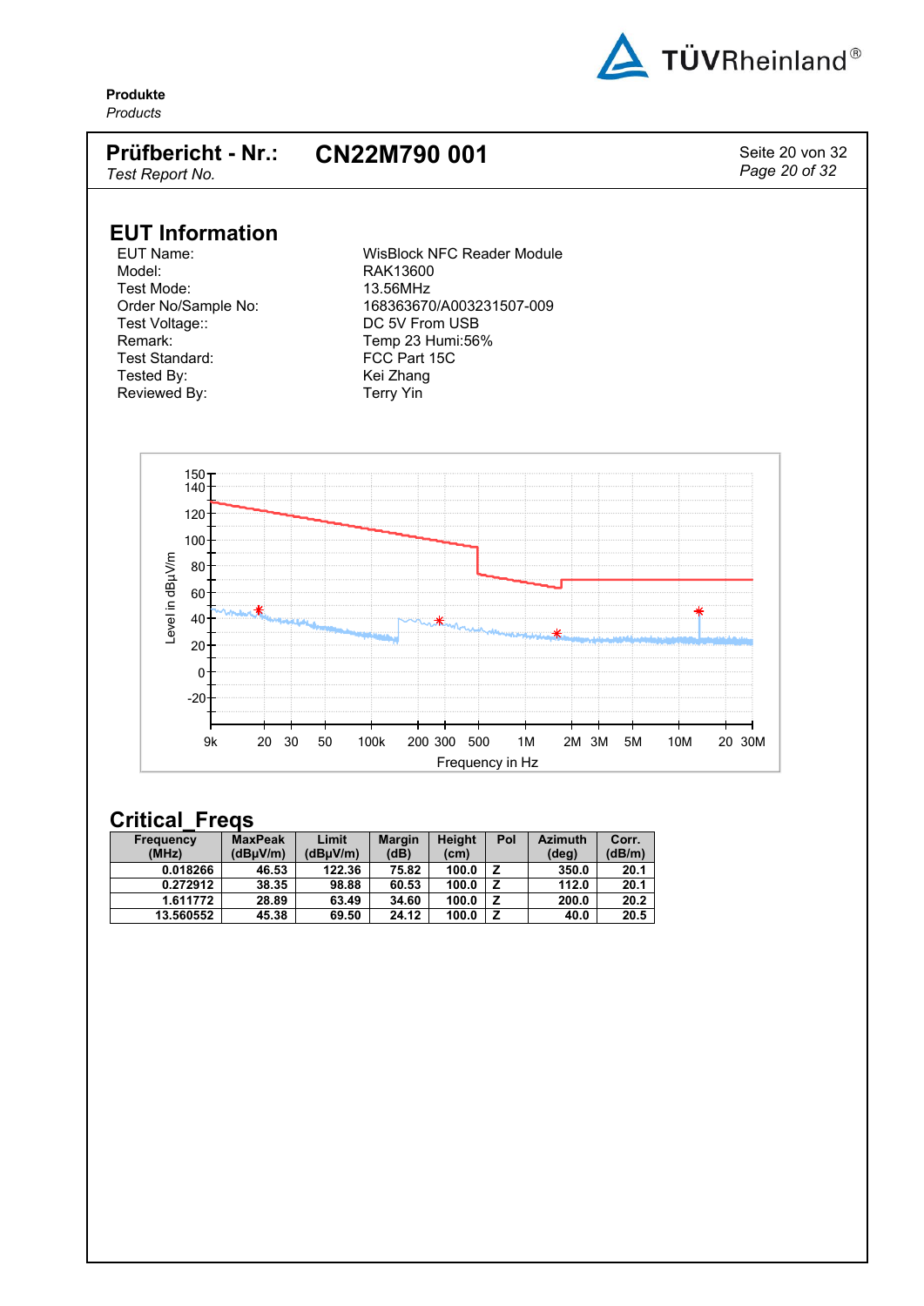**Produkte**
*Products*

| **Prüfbericht - Nr.:** *Test Report No.* | **CN22M790 001** |
|---|---|

## EUT Information

| | |
|---|---|
| EUT Name: | WisBlock NFC Reader Module |
| Model: | RAK13600 |
| Test Mode: | 13.56MHz |
| Order No/Sample No: | 168363670/A003231507-009 |
| Test Voltage:: | DC 5V From USB |
| Remark: | Temp 23 Humi:56% |
| Test Standard: | FCC Part 15C |
| Tested By: | Kei Zhang |
| Reviewed By: | Terry Yin |

Level in dBµV/m

Frequency in Hz

## Critical_Freqs

| Frequency (MHz) | MaxPeak (dBµV/m) | Limit (dBµV/m) | Margin (dB) | Height (cm) | Pol | Azimuth (deg) | Corr. (dB/m) |
|---|---|---|---|---|---|---|---|
| 0.018266 | 46.53 | 122.36 | 75.82 | 100.0 | Z | 350.0 | 20.1 |
| 0.272912 | 38.35 | 98.88 | 60.53 | 100.0 | Z | 112.0 | 20.1 |
| 1.611772 | 28.89 | 63.49 | 34.60 | 100.0 | Z | 200.0 | 20.2 |
| 13.560552 | 45.38 | 69.50 | 24.12 | 100.0 | Z | 40.0 | 20.5 |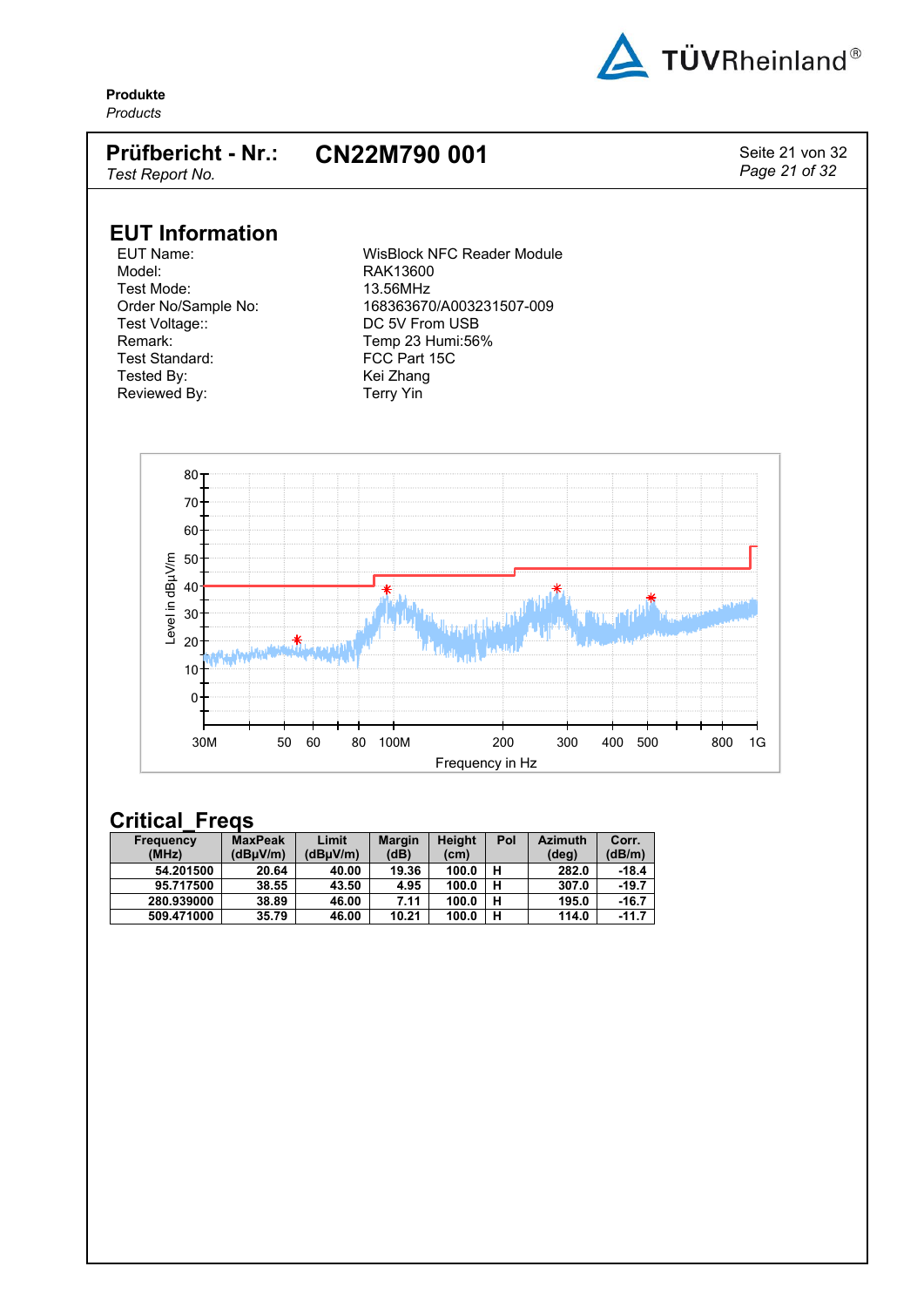## EUT Information

| | |
|---|---|
| EUT Name: | WisBlock NFC Reader Module |
| Model: | RAK13600 |
| Test Mode: | 13.56MHz |
| Order No/Sample No: | 168363670/A003231507-009 |
| Test Voltage:: | DC 5V From USB |
| Remark: | Temp 23 Humi:56% |
| Test Standard: | FCC Part 15C |
| Tested By: | Kei Zhang |
| Reviewed By: | Terry Yin |

## Critical_Freqs

| Frequency (MHz) | MaxPeak (dBµV/m) | Limit (dBµV/m) | Margin (dB) | Height (cm) | Pol | Azimuth (deg) | Corr. (dB/m) |
|---|---|---|---|---|---|---|---|
| 54.201500 | 20.64 | 40.00 | 19.36 | 100.0 | H | 282.0 | -18.4 |
| 95.717500 | 38.55 | 43.50 | 4.95 | 100.0 | H | 307.0 | -19.7 |
| 280.939000 | 38.89 | 46.00 | 7.11 | 100.0 | H | 195.0 | -16.7 |
| 509.471000 | 35.79 | 46.00 | 10.21 | 100.0 | H | 114.0 | -11.7 |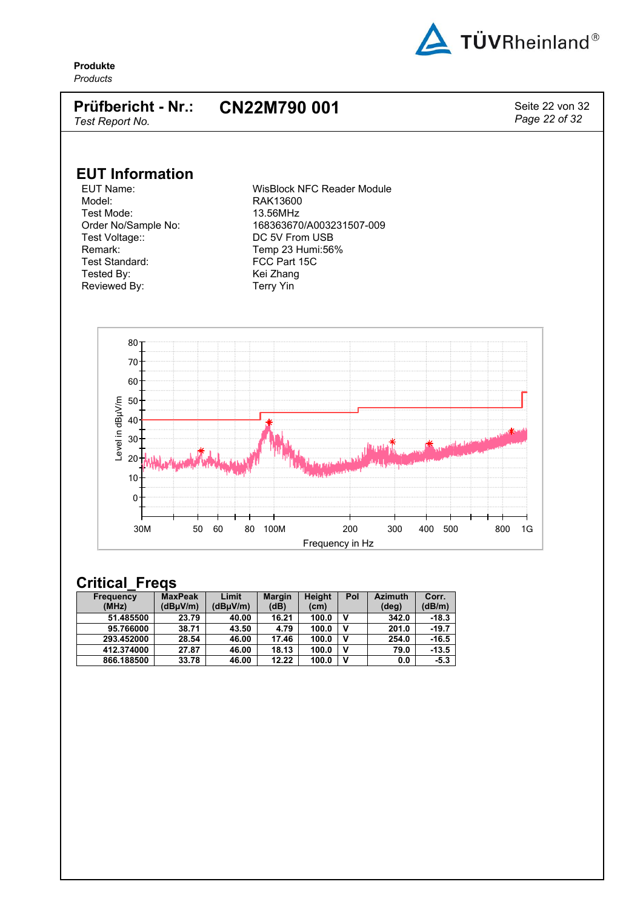**Produkte**
*Products*

**Prüfbericht - Nr.:** **CN22M790 001**
*Test Report No.*

## EUT Information

| | |
|---|---|
| EUT Name: | WisBlock NFC Reader Module |
| Model: | RAK13600 |
| Test Mode: | 13.56MHz |
| Order No/Sample No: | 168363670/A003231507-009 |
| Test Voltage:: | DC 5V From USB |
| Remark: | Temp 23 Humi:56% |
| Test Standard: | FCC Part 15C |
| Tested By: | Kei Zhang |
| Reviewed By: | Terry Yin |

## Critical_Freqs

| Frequency (MHz) | MaxPeak (dBµV/m) | Limit (dBµV/m) | Margin (dB) | Height (cm) | Pol | Azimuth (deg) | Corr. (dB/m) |
|---|---|---|---|---|---|---|---|
| 51.485500 | 23.79 | 40.00 | 16.21 | 100.0 | V | 342.0 | -18.3 |
| 95.766000 | 38.71 | 43.50 | 4.79 | 100.0 | V | 201.0 | -19.7 |
| 293.452000 | 28.54 | 46.00 | 17.46 | 100.0 | V | 254.0 | -16.5 |
| 412.374000 | 27.87 | 46.00 | 18.13 | 100.0 | V | 79.0 | -13.5 |
| 866.188500 | 33.78 | 46.00 | 12.22 | 100.0 | V | 0.0 | -5.3 |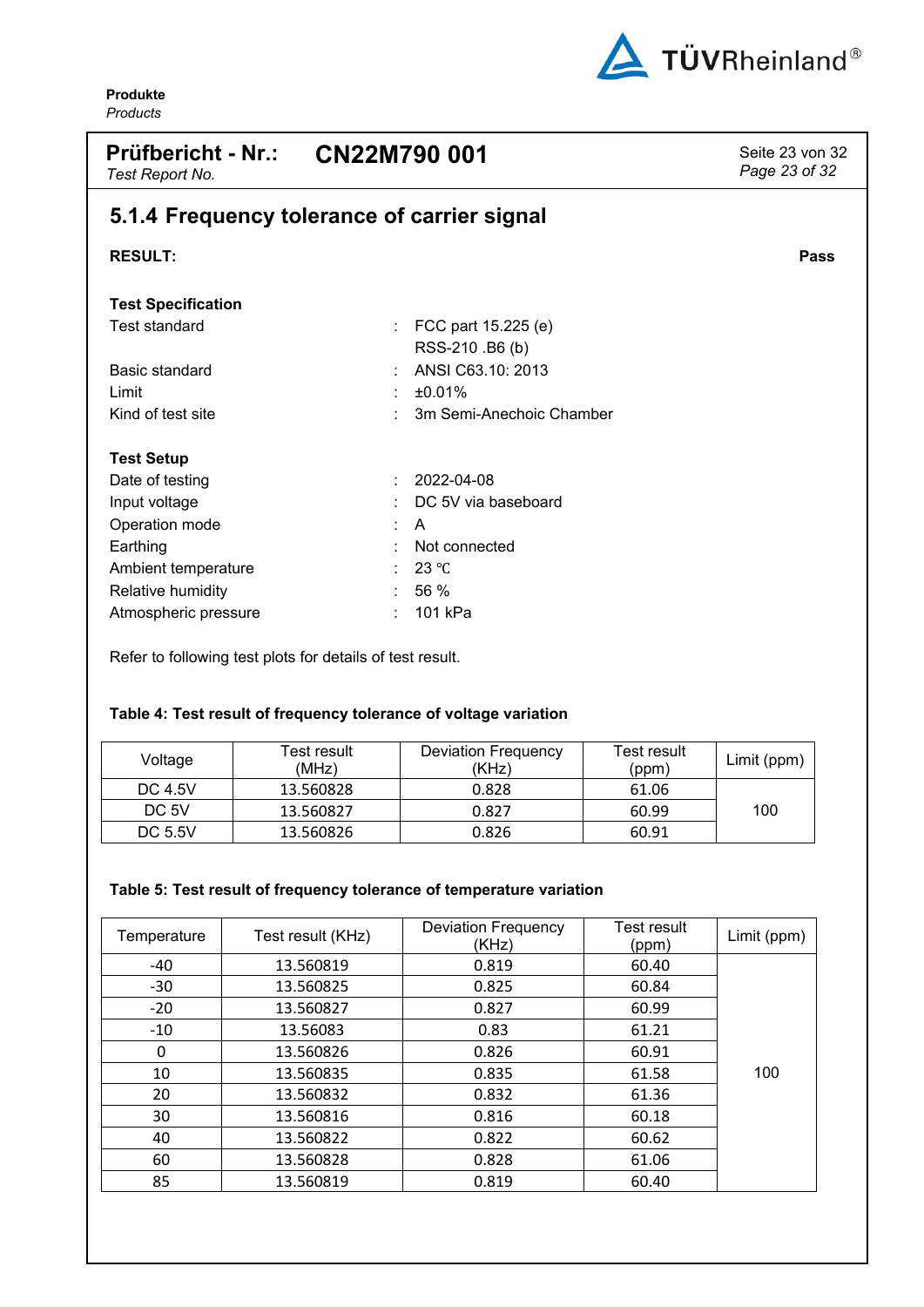## 5.1.4 Frequency tolerance of carrier signal

**RESULT:** **Pass**

**Test Specification**

| | | |
|---|---|---|
| Test standard | : | FCC part 15.225 (e)<br>RSS-210 .B6 (b) |
| Basic standard | : | ANSI C63.10: 2013 |
| Limit | : | ±0.01% |
| Kind of test site | : | 3m Semi-Anechoic Chamber |

**Test Setup**

| | | |
|---|---|---|
| Date of testing | : | 2022-04-08 |
| Input voltage | : | DC 5V via baseboard |
| Operation mode | : | A |
| Earthing | : | Not connected |
| Ambient temperature | : | 23 ℃ |
| Relative humidity | : | 56 % |
| Atmospheric pressure | : | 101 kPa |

Refer to following test plots for details of test result.

**Table 4: Test result of frequency tolerance of voltage variation**

| Voltage | Test result (MHz) | Deviation Frequency (KHz) | Test result (ppm) | Limit (ppm) |
|---|---|---|---|---|
| DC 4.5V | 13.560828 | 0.828 | 61.06 | 100 |
| DC 5V | 13.560827 | 0.827 | 60.99 | |
| DC 5.5V | 13.560826 | 0.826 | 60.91 | |

**Table 5: Test result of frequency tolerance of temperature variation**

| Temperature | Test result (KHz) | Deviation Frequency (KHz) | Test result (ppm) | Limit (ppm) |
|---|---|---|---|---|
| -40 | 13.560819 | 0.819 | 60.40 | 100 |
| -30 | 13.560825 | 0.825 | 60.84 | |
| -20 | 13.560827 | 0.827 | 60.99 | |
| -10 | 13.56083 | 0.83 | 61.21 | |
| 0 | 13.560826 | 0.826 | 60.91 | |
| 10 | 13.560835 | 0.835 | 61.58 | |
| 20 | 13.560832 | 0.832 | 61.36 | |
| 30 | 13.560816 | 0.816 | 60.18 | |
| 40 | 13.560822 | 0.822 | 60.62 | |
| 60 | 13.560828 | 0.828 | 61.06 | |
| 85 | 13.560819 | 0.819 | 60.40 | |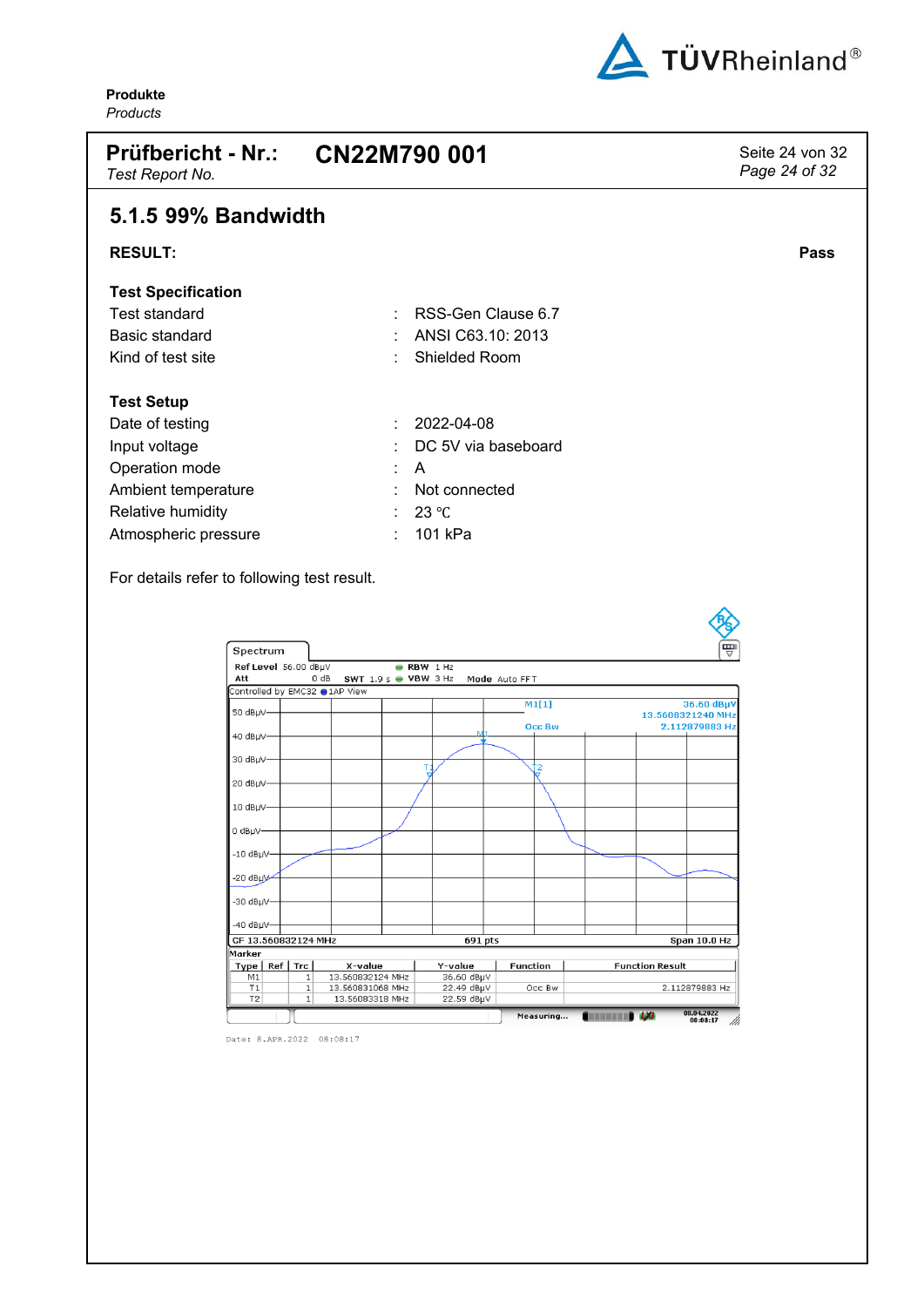**Produkte**
*Products*

**Prüfbericht - Nr.:** **CN22M790 001**
*Test Report No.*

## 5.1.5 99% Bandwidth

**RESULT:** **Pass**

**Test Specification**

| | | |
|---|---|---|
| Test standard | : | RSS-Gen Clause 6.7 |
| Basic standard | : | ANSI C63.10: 2013 |
| Kind of test site | : | Shielded Room |

**Test Setup**

| | | |
|---|---|---|
| Date of testing | : | 2022-04-08 |
| Input voltage | : | DC 5V via baseboard |
| Operation mode | : | A |
| Ambient temperature | : | Not connected |
| Relative humidity | : | 23 ℃ |
| Atmospheric pressure | : | 101 kPa |

For details refer to following test result.

Spectrum
Ref Level 56.00 dBµV RBW 1 Hz
Att 0 dB SWT 1.9 s VBW 3 Hz Mode Auto FFT
Controlled by EMC32 1AP View

M1[1] 36.60 dBµV 13.5608321240 MHz
Occ Bw 2.112879883 Hz

CF 13.560832124 MHz 691 pts Span 10.0 Hz

Marker

| Type | Ref | Trc | X-value | Y-value | Function | Function Result |
|---|---|---|---|---|---|---|
| M1 | | 1 | 13.560832124 MHz | 36.60 dBµV | | |
| T1 | | 1 | 13.560831068 MHz | 22.49 dBµV | Occ Bw | 2.112879883 Hz |
| T2 | | 1 | 13.56083318 MHz | 22.59 dBµV | | |

Measuring... 08.04.2022 08:08:17

Date: 8.APR.2022 08:08:17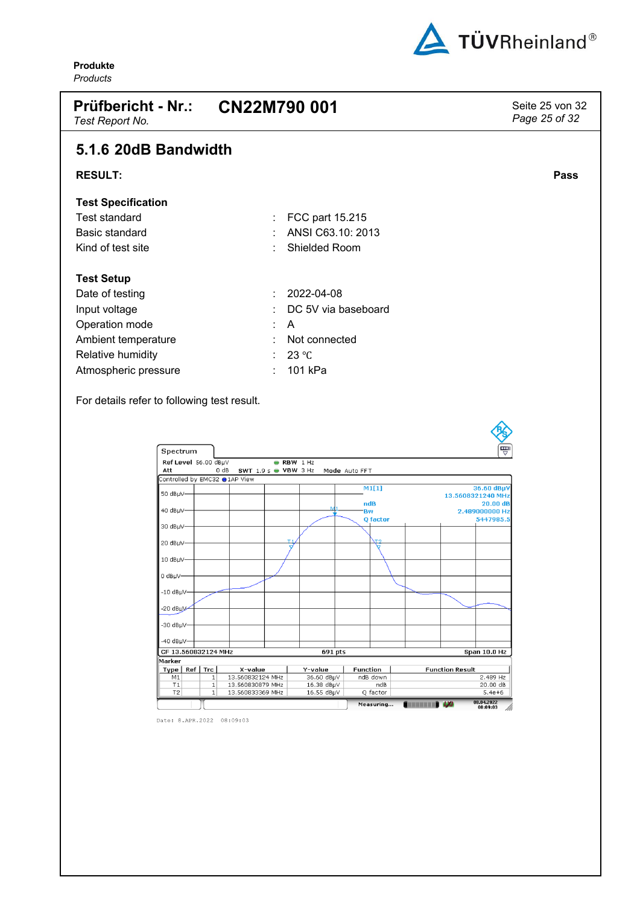Produkte
*Products*

**Prüfbericht - Nr.:** **CN22M790 001**
*Test Report No.*

## 5.1.6 20dB Bandwidth

**RESULT:** **Pass**

**Test Specification**

| | | |
|---|---|---|
| Test standard | : | FCC part 15.215 |
| Basic standard | : | ANSI C63.10: 2013 |
| Kind of test site | : | Shielded Room |

**Test Setup**

| | | |
|---|---|---|
| Date of testing | : | 2022-04-08 |
| Input voltage | : | DC 5V via baseboard |
| Operation mode | : | A |
| Ambient temperature | : | Not connected |
| Relative humidity | : | 23 ℃ |
| Atmospheric pressure | : | 101 kPa |

For details refer to following test result.

Spectrum
Ref Level 56.00 dBµV  RBW 1 Hz
Att 0 dB  SWT 1.9 s  VBW 3 Hz  Mode Auto FFT
Controlled by EMC32  1AP View

M1[1] 36.60 dBµV 13.5608321240 MHz
ndB 20.00 dB
Bw 2.489000000 Hz
Q factor 5447985.5

CF 13.560832124 MHz  691 pts  Span 10.0 Hz

Marker

| Type | Ref | Trc | X-value | Y-value | Function | Function Result |
|---|---|---|---|---|---|---|
| M1 | | 1 | 13.560832124 MHz | 36.60 dBµV | ndB down | 2.489 Hz |
| T1 | | 1 | 13.560830879 MHz | 16.38 dBµV | ndB | 20.00 dB |
| T2 | | 1 | 13.560833369 MHz | 16.55 dBµV | Q factor | 5.4e+6 |

Measuring... 08.04.2022 08:09:03

Date: 8.APR.2022 08:09:03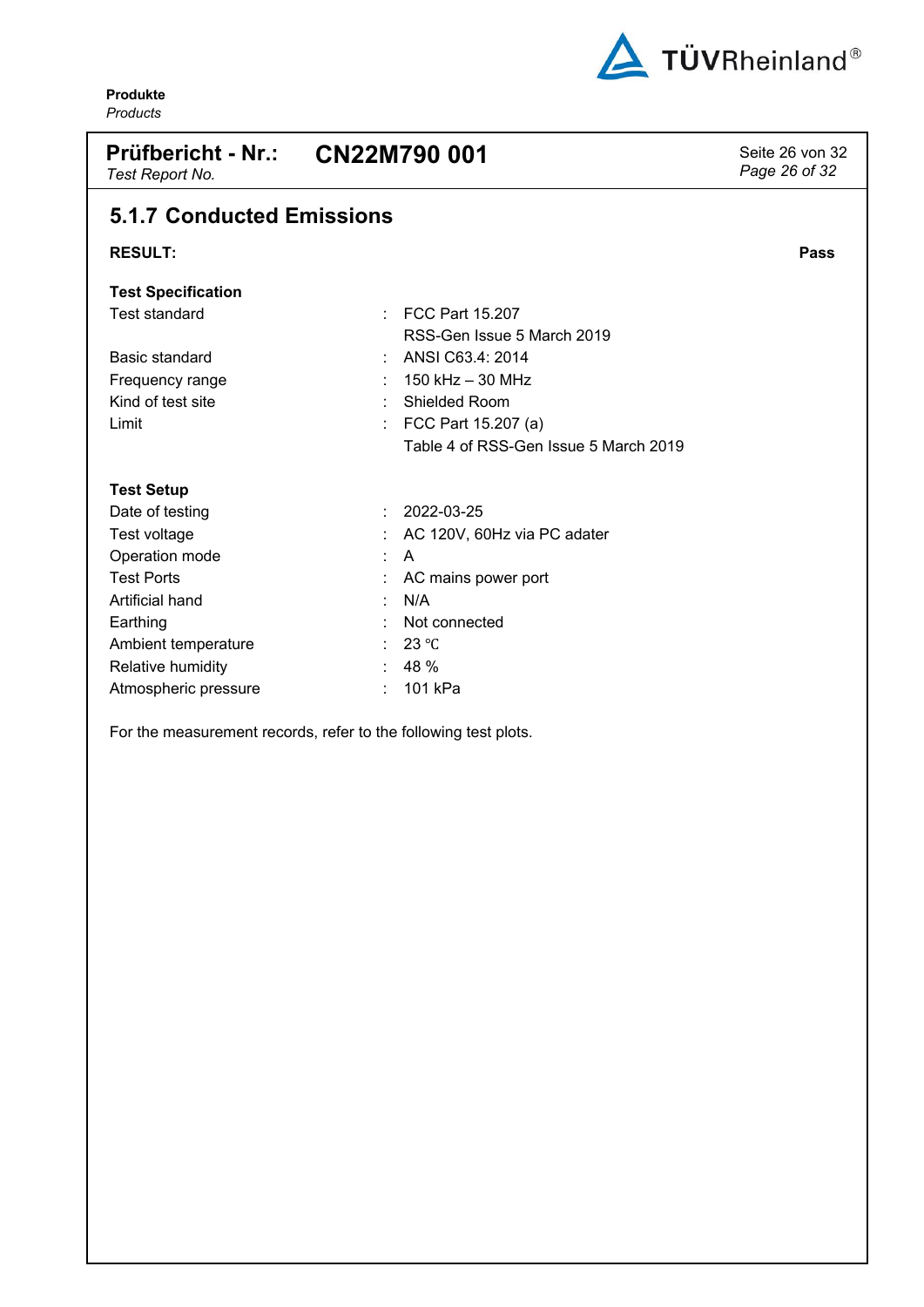## 5.1.7 Conducted Emissions

**RESULT:** **Pass**

**Test Specification**

| | | |
|---|---|---|
| Test standard | : | FCC Part 15.207<br>RSS-Gen Issue 5 March 2019 |
| Basic standard | : | ANSI C63.4: 2014 |
| Frequency range | : | 150 kHz – 30 MHz |
| Kind of test site | : | Shielded Room |
| Limit | : | FCC Part 15.207 (a)<br>Table 4 of RSS-Gen Issue 5 March 2019 |

**Test Setup**

| | | |
|---|---|---|
| Date of testing | : | 2022-03-25 |
| Test voltage | : | AC 120V, 60Hz via PC adater |
| Operation mode | : | A |
| Test Ports | : | AC mains power port |
| Artificial hand | : | N/A |
| Earthing | : | Not connected |
| Ambient temperature | : | 23 ℃ |
| Relative humidity | : | 48 % |
| Atmospheric pressure | : | 101 kPa |

For the measurement records, refer to the following test plots.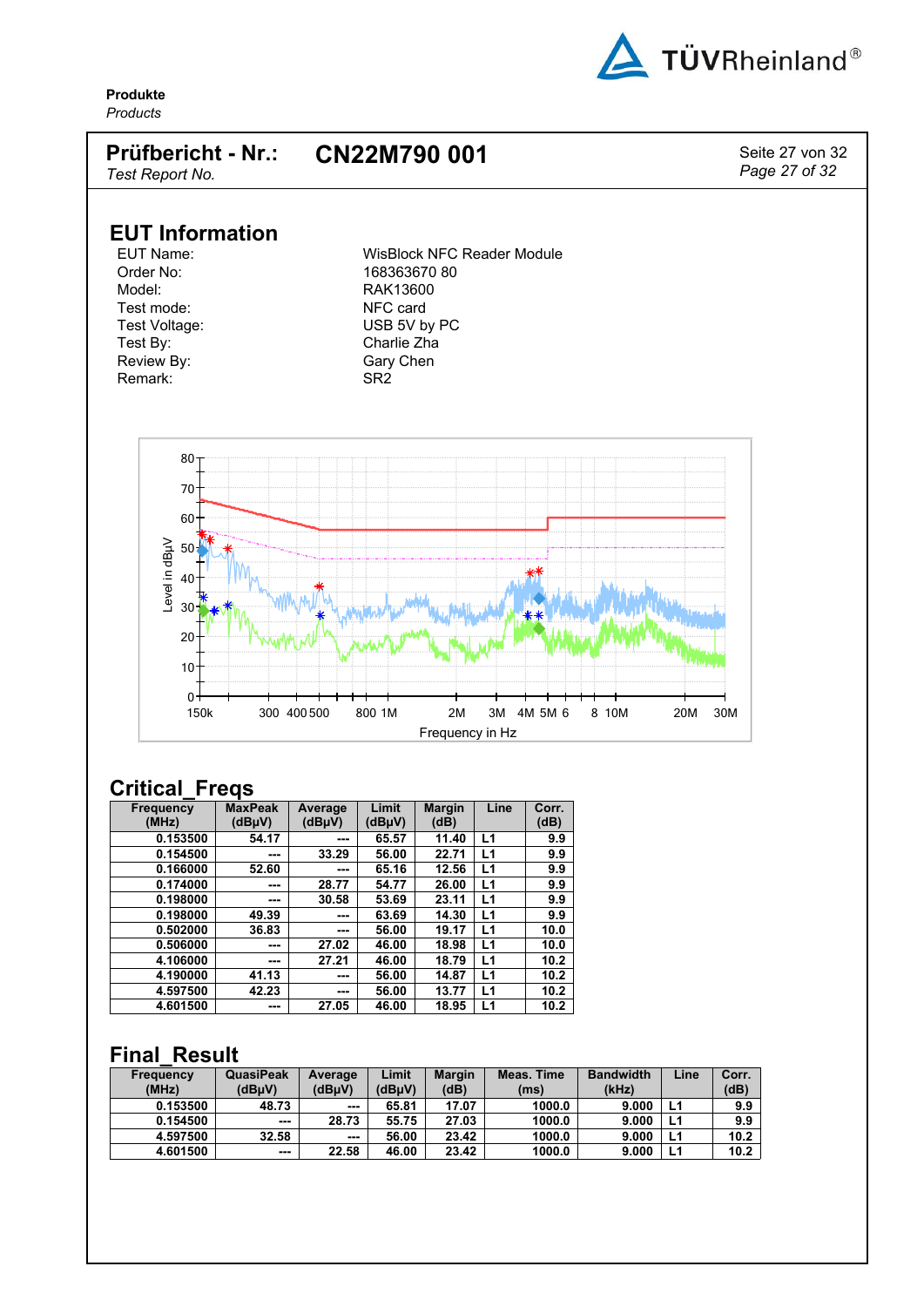Produkte
*Products*

**Prüfbericht - Nr.:** **CN22M790 001**
*Test Report No.*

## EUT Information

| | |
|---|---|
| EUT Name: | WisBlock NFC Reader Module |
| Order No: | 168363670 80 |
| Model: | RAK13600 |
| Test mode: | NFC card |
| Test Voltage: | USB 5V by PC |
| Test By: | Charlie Zha |
| Review By: | Gary Chen |
| Remark: | SR2 |

## Critical_Freqs

| Frequency (MHz) | MaxPeak (dBµV) | Average (dBµV) | Limit (dBµV) | Margin (dB) | Line | Corr. (dB) |
|---|---|---|---|---|---|---|
| 0.153500 | 54.17 | --- | 65.57 | 11.40 | L1 | 9.9 |
| 0.154500 | --- | 33.29 | 56.00 | 22.71 | L1 | 9.9 |
| 0.166000 | 52.60 | --- | 65.16 | 12.56 | L1 | 9.9 |
| 0.174000 | --- | 28.77 | 54.77 | 26.00 | L1 | 9.9 |
| 0.198000 | --- | 30.58 | 53.69 | 23.11 | L1 | 9.9 |
| 0.198000 | 49.39 | --- | 63.69 | 14.30 | L1 | 9.9 |
| 0.502000 | 36.83 | --- | 56.00 | 19.17 | L1 | 10.0 |
| 0.506000 | --- | 27.02 | 46.00 | 18.98 | L1 | 10.0 |
| 4.106000 | --- | 27.21 | 46.00 | 18.79 | L1 | 10.2 |
| 4.190000 | 41.13 | --- | 56.00 | 14.87 | L1 | 10.2 |
| 4.597500 | 42.23 | --- | 56.00 | 13.77 | L1 | 10.2 |
| 4.601500 | --- | 27.05 | 46.00 | 18.95 | L1 | 10.2 |

## Final_Result

| Frequency (MHz) | QuasiPeak (dBµV) | Average (dBµV) | Limit (dBµV) | Margin (dB) | Meas. Time (ms) | Bandwidth (kHz) | Line | Corr. (dB) |
|---|---|---|---|---|---|---|---|---|
| 0.153500 | 48.73 | --- | 65.81 | 17.07 | 1000.0 | 9.000 | L1 | 9.9 |
| 0.154500 | --- | 28.73 | 55.75 | 27.03 | 1000.0 | 9.000 | L1 | 9.9 |
| 4.597500 | 32.58 | --- | 56.00 | 23.42 | 1000.0 | 9.000 | L1 | 10.2 |
| 4.601500 | --- | 22.58 | 46.00 | 23.42 | 1000.0 | 9.000 | L1 | 10.2 |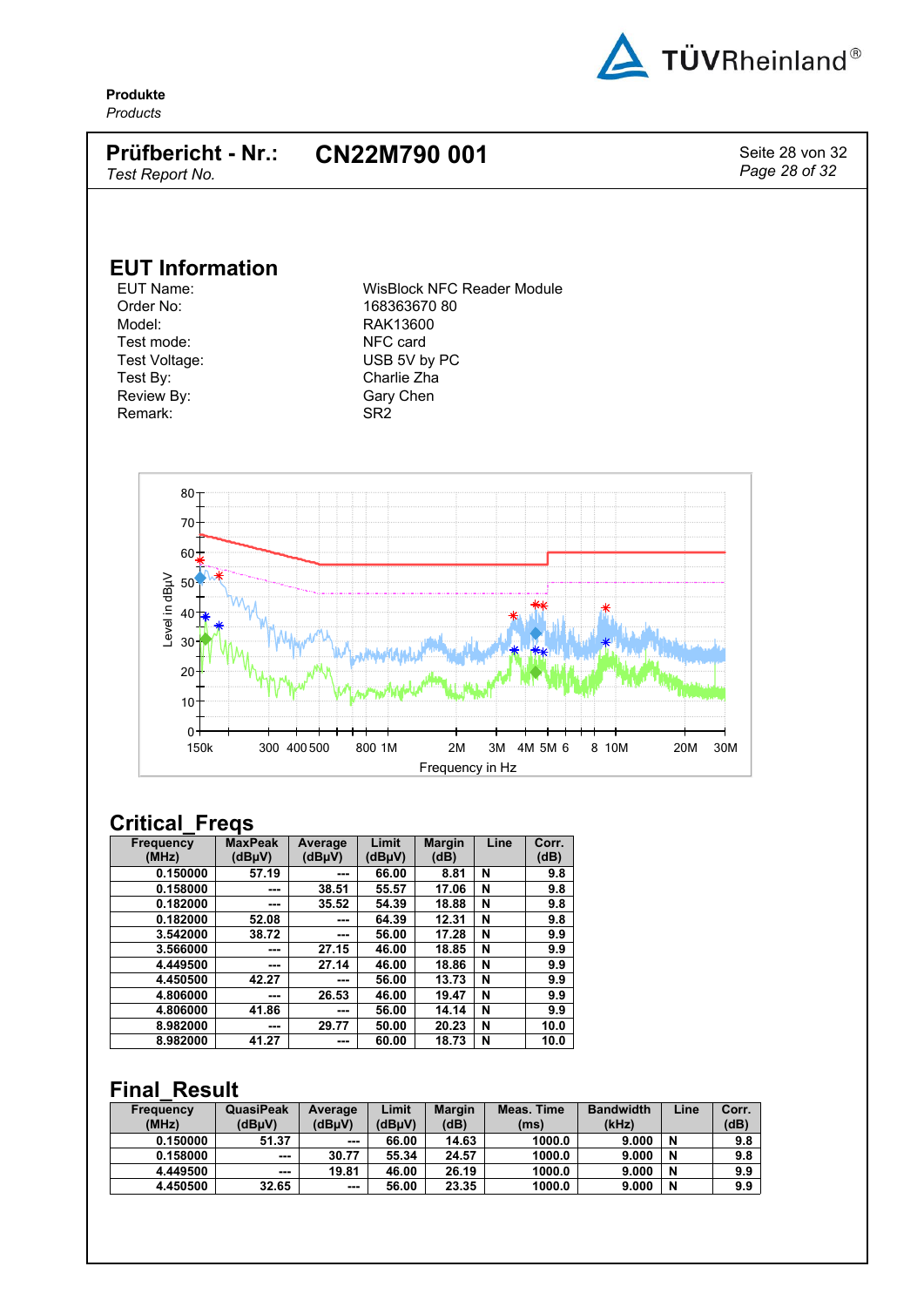**Produkte**
*Products*

**Prüfbericht - Nr.:** **CN22M790 001**
*Test Report No.*

## EUT Information

| | |
|---|---|
| EUT Name: | WisBlock NFC Reader Module |
| Order No: | 168363670 80 |
| Model: | RAK13600 |
| Test mode: | NFC card |
| Test Voltage: | USB 5V by PC |
| Test By: | Charlie Zha |
| Review By: | Gary Chen |
| Remark: | SR2 |

## Critical_Freqs

| Frequency (MHz) | MaxPeak (dBµV) | Average (dBµV) | Limit (dBµV) | Margin (dB) | Line | Corr. (dB) |
|---|---|---|---|---|---|---|
| 0.150000 | 57.19 | --- | 66.00 | 8.81 | N | 9.8 |
| 0.158000 | --- | 38.51 | 55.57 | 17.06 | N | 9.8 |
| 0.182000 | --- | 35.52 | 54.39 | 18.88 | N | 9.8 |
| 0.182000 | 52.08 | --- | 64.39 | 12.31 | N | 9.8 |
| 3.542000 | 38.72 | --- | 56.00 | 17.28 | N | 9.9 |
| 3.566000 | --- | 27.15 | 46.00 | 18.85 | N | 9.9 |
| 4.449500 | --- | 27.14 | 46.00 | 18.86 | N | 9.9 |
| 4.450500 | 42.27 | --- | 56.00 | 13.73 | N | 9.9 |
| 4.806000 | --- | 26.53 | 46.00 | 19.47 | N | 9.9 |
| 4.806000 | 41.86 | --- | 56.00 | 14.14 | N | 9.9 |
| 8.982000 | --- | 29.77 | 50.00 | 20.23 | N | 10.0 |
| 8.982000 | 41.27 | --- | 60.00 | 18.73 | N | 10.0 |

## Final_Result

| Frequency (MHz) | QuasiPeak (dBµV) | Average (dBµV) | Limit (dBµV) | Margin (dB) | Meas. Time (ms) | Bandwidth (kHz) | Line | Corr. (dB) |
|---|---|---|---|---|---|---|---|---|
| 0.150000 | 51.37 | --- | 66.00 | 14.63 | 1000.0 | 9.000 | N | 9.8 |
| 0.158000 | --- | 30.77 | 55.34 | 24.57 | 1000.0 | 9.000 | N | 9.8 |
| 4.449500 | --- | 19.81 | 46.00 | 26.19 | 1000.0 | 9.000 | N | 9.9 |
| 4.450500 | 32.65 | --- | 56.00 | 23.35 | 1000.0 | 9.000 | N | 9.9 |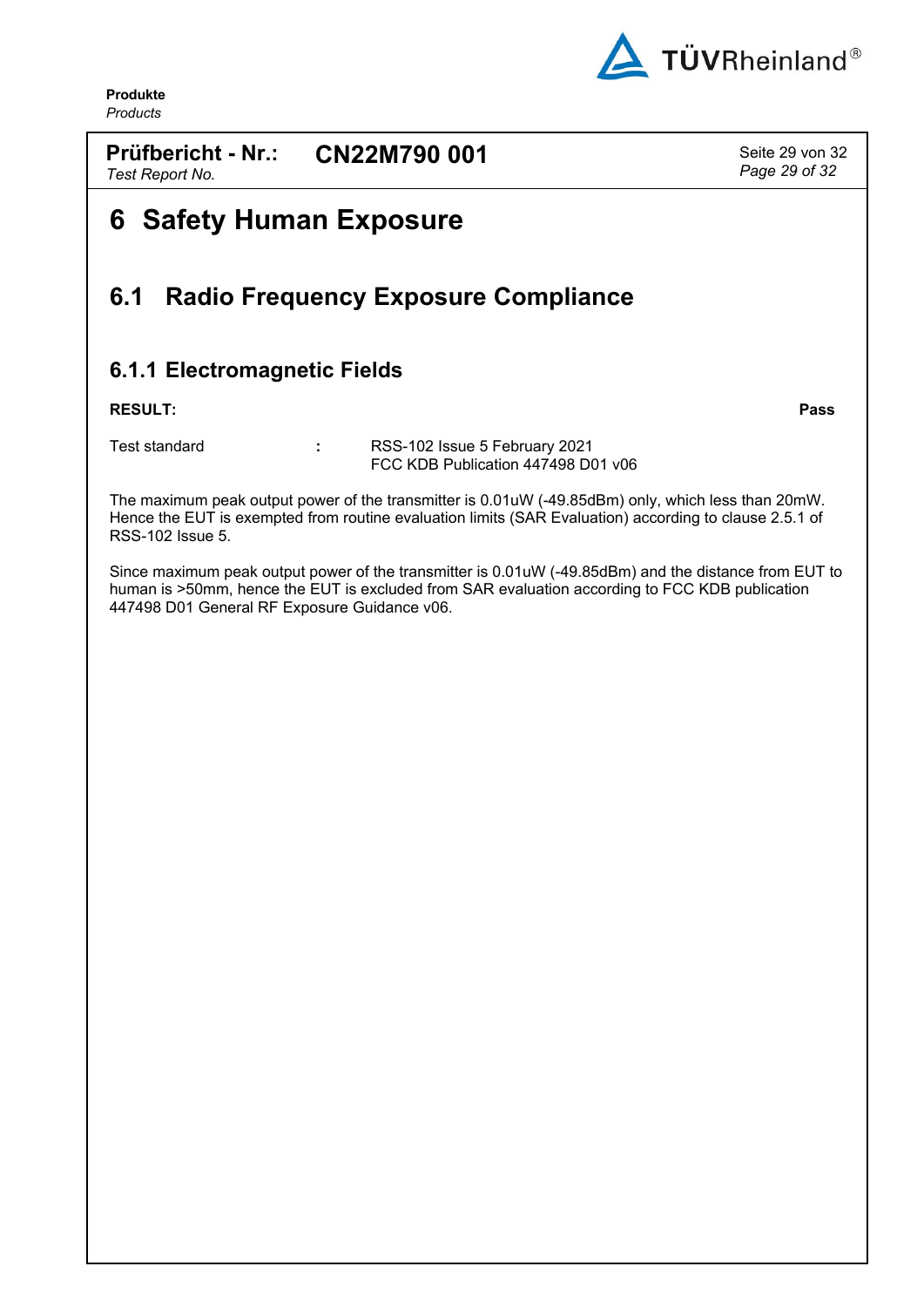# 6 Safety Human Exposure

## 6.1 Radio Frequency Exposure Compliance

### 6.1.1 Electromagnetic Fields

**RESULT:** **Pass**

| Test standard | : | RSS-102 Issue 5 February 2021<br>FCC KDB Publication 447498 D01 v06 |
|---|---|---|

The maximum peak output power of the transmitter is 0.01uW (-49.85dBm) only, which less than 20mW. Hence the EUT is exempted from routine evaluation limits (SAR Evaluation) according to clause 2.5.1 of RSS-102 Issue 5.

Since maximum peak output power of the transmitter is 0.01uW (-49.85dBm) and the distance from EUT to human is >50mm, hence the EUT is excluded from SAR evaluation according to FCC KDB publication 447498 D01 General RF Exposure Guidance v06.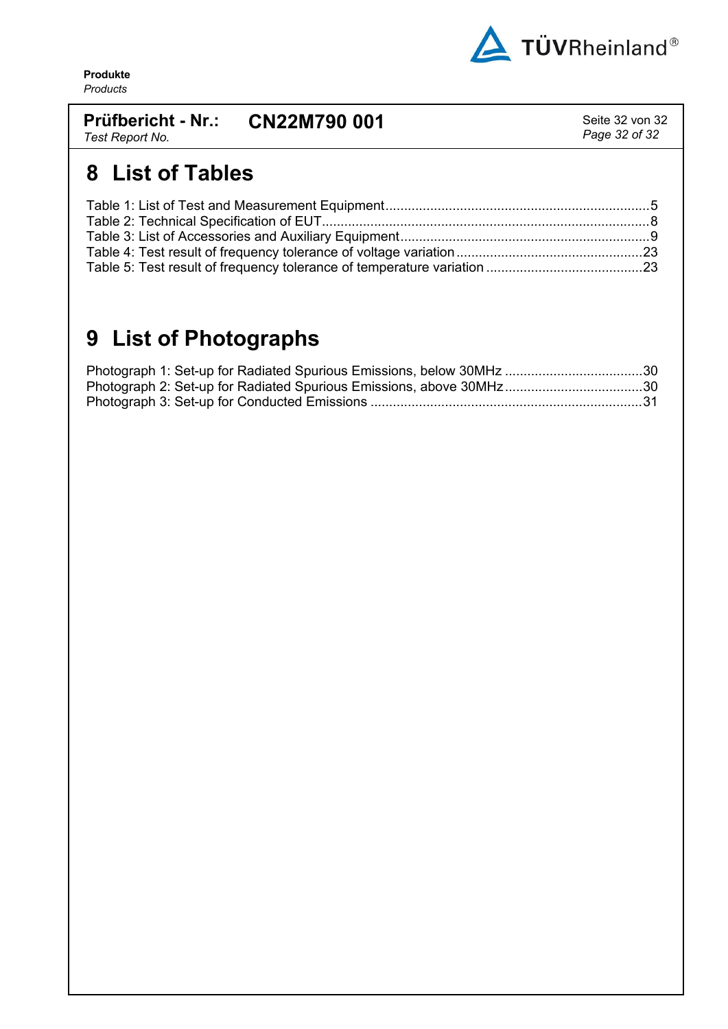# 8 List of Tables

Table 1: List of Test and Measurement Equipment....................................................................5
Table 2: Technical Specification of EUT.......................................................................................8
Table 3: List of Accessories and Auxiliary Equipment...................................................................9
Table 4: Test result of frequency tolerance of voltage variation..................................................23
Table 5: Test result of frequency tolerance of temperature variation..........................................23

# 9 List of Photographs

Photograph 1: Set-up for Radiated Spurious Emissions, below 30MHz .....................................30
Photograph 2: Set-up for Radiated Spurious Emissions, above 30MHz.....................................30
Photograph 3: Set-up for Conducted Emissions ........................................................................31